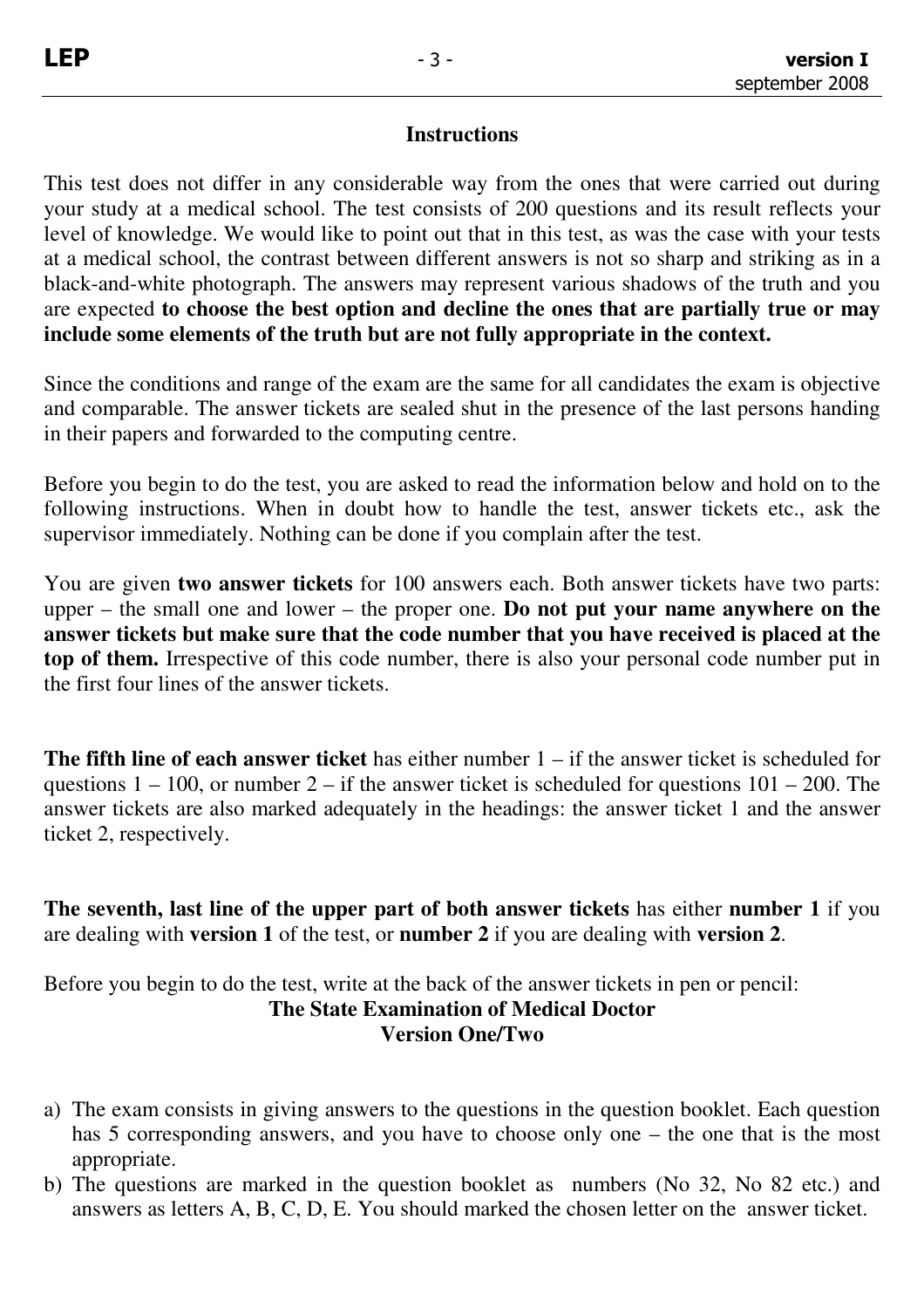## Instructions

This test does not differ in any considerable way from the ones that were carried out during your study at a medical school. The test consists of 200 questions and its result reflects your level of knowledge. We would like to point out that in this test, as was the case with your tests at a medical school, the contrast between different answers is not so sharp and striking as in a black-and-white photograph. The answers may represent various shadows of the truth and you are expected **to choose the best option and decline the ones that are partially true or may include some elements of the truth but are not fully appropriate in the context.**

Since the conditions and range of the exam are the same for all candidates the exam is objective and comparable. The answer tickets are sealed shut in the presence of the last persons handing in their papers and forwarded to the computing centre.

Before you begin to do the test, you are asked to read the information below and hold on to the following instructions. When in doubt how to handle the test, answer tickets etc., ask the supervisor immediately. Nothing can be done if you complain after the test.

You are given **two answer tickets** for 100 answers each. Both answer tickets have two parts: upper – the small one and lower – the proper one. **Do not put your name anywhere on the answer tickets but make sure that the code number that you have received is placed at the top of them.** Irrespective of this code number, there is also your personal code number put in the first four lines of the answer tickets.

**The fifth line of each answer ticket** has either number 1 – if the answer ticket is scheduled for questions 1 – 100, or number 2 – if the answer ticket is scheduled for questions 101 – 200. The answer tickets are also marked adequately in the headings: the answer ticket 1 and the answer ticket 2, respectively.

**The seventh, last line of the upper part of both answer tickets** has either **number 1** if you are dealing with **version 1** of the test, or **number 2** if you are dealing with **version 2**.

Before you begin to do the test, write at the back of the answer tickets in pen or pencil:

**The State Examination of Medical Doctor**
**Version One/Two**

a) The exam consists in giving answers to the questions in the question booklet. Each question has 5 corresponding answers, and you have to choose only one – the one that is the most appropriate.
b) The questions are marked in the question booklet as numbers (No 32, No 82 etc.) and answers as letters A, B, C, D, E. You should marked the chosen letter on the answer ticket.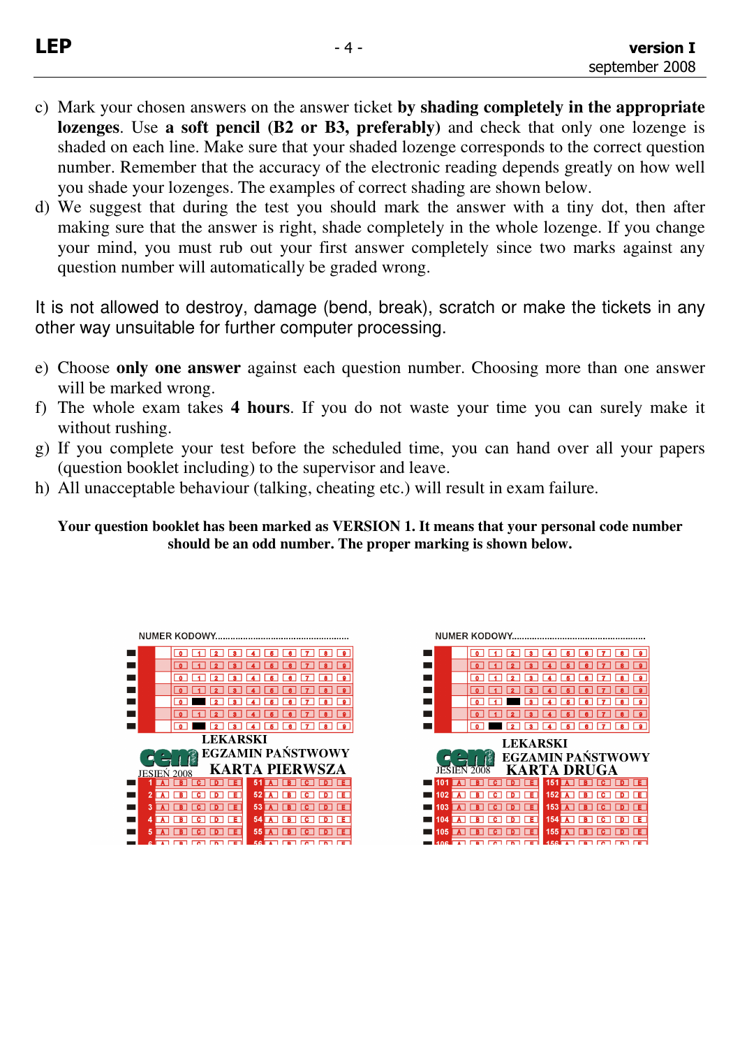c) Mark your chosen answers on the answer ticket **by shading completely in the appropriate lozenges**. Use **a soft pencil (B2 or B3, preferably)** and check that only one lozenge is shaded on each line. Make sure that your shaded lozenge corresponds to the correct question number. Remember that the accuracy of the electronic reading depends greatly on how well you shade your lozenges. The examples of correct shading are shown below.

d) We suggest that during the test you should mark the answer with a tiny dot, then after making sure that the answer is right, shade completely in the whole lozenge. If you change your mind, you must rub out your first answer completely since two marks against any question number will automatically be graded wrong.

It is not allowed to destroy, damage (bend, break), scratch or make the tickets in any other way unsuitable for further computer processing.

e) Choose **only one answer** against each question number. Choosing more than one answer will be marked wrong.

f) The whole exam takes **4 hours**. If you do not waste your time you can surely make it without rushing.

g) If you complete your test before the scheduled time, you can hand over all your papers (question booklet including) to the supervisor and leave.

h) All unacceptable behaviour (talking, cheating etc.) will result in exam failure.

**Your question booklet has been marked as VERSION 1. It means that your personal code number should be an odd number. The proper marking is shown below.**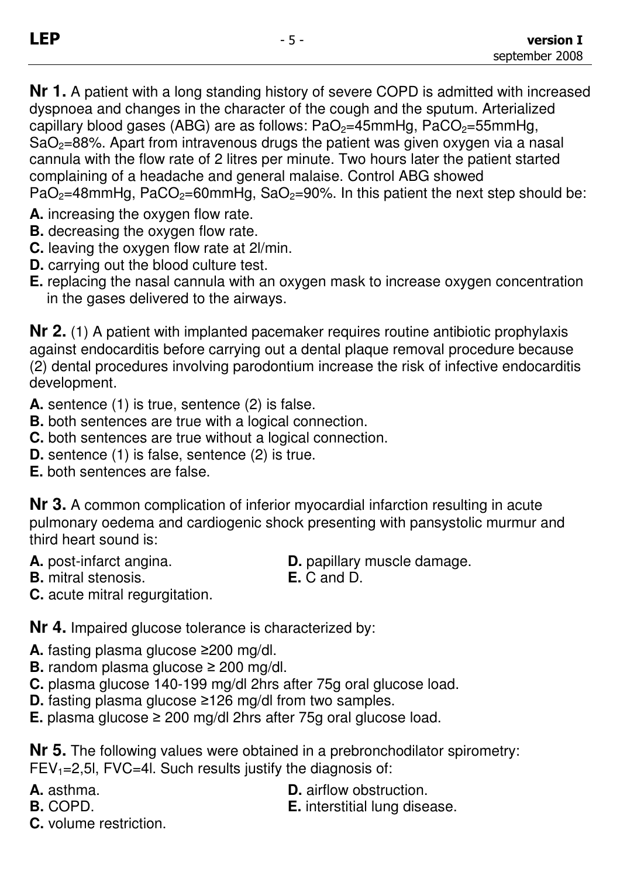**Nr 1.** A patient with a long standing history of severe COPD is admitted with increased dyspnoea and changes in the character of the cough and the sputum. Arterialized capillary blood gases (ABG) are as follows: $PaO_2$=45mmHg, $PaCO_2$=55mmHg, $SaO_2$=88%. Apart from intravenous drugs the patient was given oxygen via a nasal cannula with the flow rate of 2 litres per minute. Two hours later the patient started complaining of a headache and general malaise. Control ABG showed $PaO_2$=48mmHg, $PaCO_2$=60mmHg, $SaO_2$=90%. In this patient the next step should be:

**A.** increasing the oxygen flow rate.
**B.** decreasing the oxygen flow rate.
**C.** leaving the oxygen flow rate at 2l/min.
**D.** carrying out the blood culture test.
**E.** replacing the nasal cannula with an oxygen mask to increase oxygen concentration in the gases delivered to the airways.

**Nr 2.** (1) A patient with implanted pacemaker requires routine antibiotic prophylaxis against endocarditis before carrying out a dental plaque removal procedure because (2) dental procedures involving parodontium increase the risk of infective endocarditis development.

**A.** sentence (1) is true, sentence (2) is false.
**B.** both sentences are true with a logical connection.
**C.** both sentences are true without a logical connection.
**D.** sentence (1) is false, sentence (2) is true.
**E.** both sentences are false.

**Nr 3.** A common complication of inferior myocardial infarction resulting in acute pulmonary oedema and cardiogenic shock presenting with pansystolic murmur and third heart sound is:

**A.** post-infarct angina.
**B.** mitral stenosis.
**C.** acute mitral regurgitation.
**D.** papillary muscle damage.
**E.** C and D.

**Nr 4.** Impaired glucose tolerance is characterized by:

**A.** fasting plasma glucose ≥200 mg/dl.
**B.** random plasma glucose ≥ 200 mg/dl.
**C.** plasma glucose 140-199 mg/dl 2hrs after 75g oral glucose load.
**D.** fasting plasma glucose ≥126 mg/dl from two samples.
**E.** plasma glucose ≥ 200 mg/dl 2hrs after 75g oral glucose load.

**Nr 5.** The following values were obtained in a prebronchodilator spirometry: $FEV_1$=2,5l, FVC=4l. Such results justify the diagnosis of:

**A.** asthma.
**B.** COPD.
**C.** volume restriction.
**D.** airflow obstruction.
**E.** interstitial lung disease.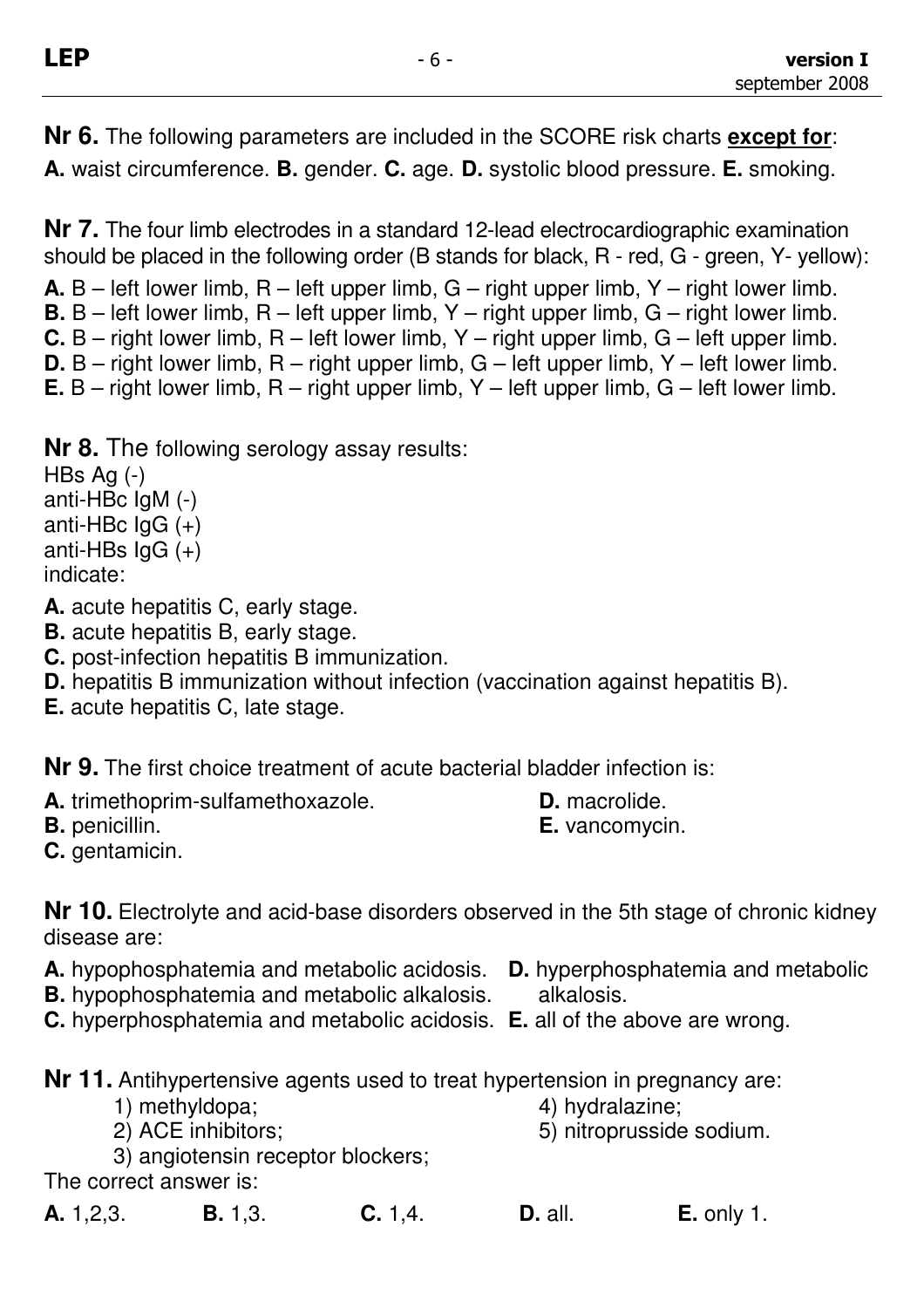**Nr 6.** The following parameters are included in the SCORE risk charts **except for**:

**A.** waist circumference. **B.** gender. **C.** age. **D.** systolic blood pressure. **E.** smoking.

**Nr 7.** The four limb electrodes in a standard 12-lead electrocardiographic examination should be placed in the following order (B stands for black, R - red, G - green, Y- yellow):

**A.** B – left lower limb, R – left upper limb, G – right upper limb, Y – right lower limb.
**B.** B – left lower limb, R – left upper limb, Y – right upper limb, G – right lower limb.
**C.** B – right lower limb, R – left lower limb, Y – right upper limb, G – left upper limb.
**D.** B – right lower limb, R – right upper limb, G – left upper limb, Y – left lower limb.
**E.** B – right lower limb, R – right upper limb, Y – left upper limb, G – left lower limb.

**Nr 8.** The following serology assay results:
HBs Ag (-)
anti-HBc IgM (-)
anti-HBc IgG (+)
anti-HBs IgG (+)
indicate:

**A.** acute hepatitis C, early stage.
**B.** acute hepatitis B, early stage.
**C.** post-infection hepatitis B immunization.
**D.** hepatitis B immunization without infection (vaccination against hepatitis B).
**E.** acute hepatitis C, late stage.

**Nr 9.** The first choice treatment of acute bacterial bladder infection is:

**A.** trimethoprim-sulfamethoxazole.
**B.** penicillin.
**C.** gentamicin.
**D.** macrolide.
**E.** vancomycin.

**Nr 10.** Electrolyte and acid-base disorders observed in the 5th stage of chronic kidney disease are:

**A.** hypophosphatemia and metabolic acidosis.
**B.** hypophosphatemia and metabolic alkalosis.
**C.** hyperphosphatemia and metabolic acidosis.
**D.** hyperphosphatemia and metabolic alkalosis.
**E.** all of the above are wrong.

**Nr 11.** Antihypertensive agents used to treat hypertension in pregnancy are:

1) methyldopa;
2) ACE inhibitors;
3) angiotensin receptor blockers;
4) hydralazine;
5) nitroprusside sodium.

The correct answer is:

**A.** 1,2,3. **B.** 1,3. **C.** 1,4. **D.** all. **E.** only 1.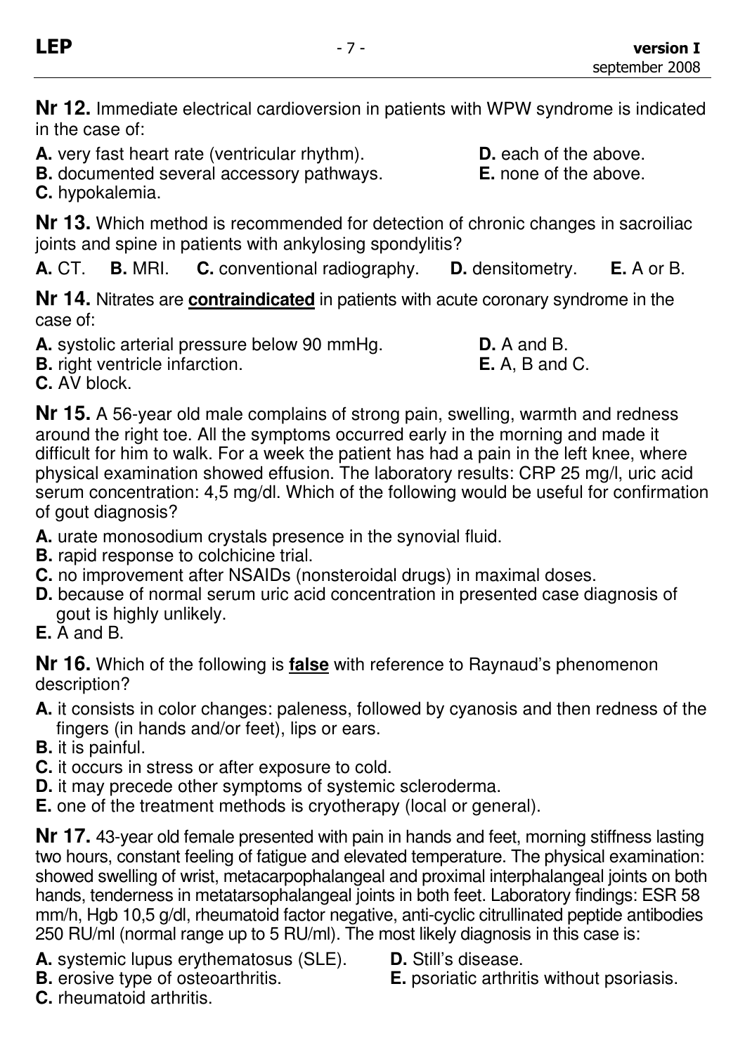**Nr 12.** Immediate electrical cardioversion in patients with WPW syndrome is indicated in the case of:

**A.** very fast heart rate (ventricular rhythm).
**B.** documented several accessory pathways.
**C.** hypokalemia.
**D.** each of the above.
**E.** none of the above.

**Nr 13.** Which method is recommended for detection of chronic changes in sacroiliac joints and spine in patients with ankylosing spondylitis?

**A.** CT. **B.** MRI. **C.** conventional radiography. **D.** densitometry. **E.** A or B.

**Nr 14.** Nitrates are **contraindicated** in patients with acute coronary syndrome in the case of:

**A.** systolic arterial pressure below 90 mmHg.
**B.** right ventricle infarction.
**C.** AV block.
**D.** A and B.
**E.** A, B and C.

**Nr 15.** A 56-year old male complains of strong pain, swelling, warmth and redness around the right toe. All the symptoms occurred early in the morning and made it difficult for him to walk. For a week the patient has had a pain in the left knee, where physical examination showed effusion. The laboratory results: CRP 25 mg/l, uric acid serum concentration: 4,5 mg/dl. Which of the following would be useful for confirmation of gout diagnosis?

**A.** urate monosodium crystals presence in the synovial fluid.
**B.** rapid response to colchicine trial.
**C.** no improvement after NSAIDs (nonsteroidal drugs) in maximal doses.
**D.** because of normal serum uric acid concentration in presented case diagnosis of gout is highly unlikely.
**E.** A and B.

**Nr 16.** Which of the following is **false** with reference to Raynaud's phenomenon description?

**A.** it consists in color changes: paleness, followed by cyanosis and then redness of the fingers (in hands and/or feet), lips or ears.
**B.** it is painful.
**C.** it occurs in stress or after exposure to cold.
**D.** it may precede other symptoms of systemic scleroderma.
**E.** one of the treatment methods is cryotherapy (local or general).

**Nr 17.** 43-year old female presented with pain in hands and feet, morning stiffness lasting two hours, constant feeling of fatigue and elevated temperature. The physical examination: showed swelling of wrist, metacarpophalangeal and proximal interphalangeal joints on both hands, tenderness in metatarsophalangeal joints in both feet. Laboratory findings: ESR 58 mm/h, Hgb 10,5 g/dl, rheumatoid factor negative, anti-cyclic citrullinated peptide antibodies 250 RU/ml (normal range up to 5 RU/ml). The most likely diagnosis in this case is:

**A.** systemic lupus erythematosus (SLE).
**B.** erosive type of osteoarthritis.
**C.** rheumatoid arthritis.
**D.** Still's disease.
**E.** psoriatic arthritis without psoriasis.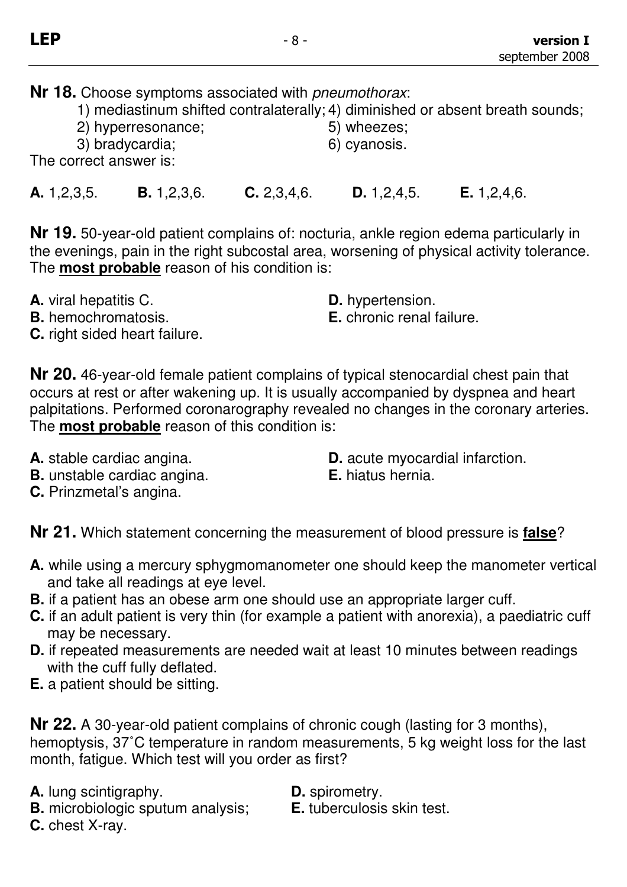**Nr 18.** Choose symptoms associated with *pneumothorax*:

1) mediastinum shifted contralaterally;
2) hyperresonance;
3) bradycardia;
4) diminished or absent breath sounds;
5) wheezes;
6) cyanosis.

The correct answer is:

**A.** 1,2,3,5. **B.** 1,2,3,6. **C.** 2,3,4,6. **D.** 1,2,4,5. **E.** 1,2,4,6.

**Nr 19.** 50-year-old patient complains of: nocturia, ankle region edema particularly in the evenings, pain in the right subcostal area, worsening of physical activity tolerance. The **most probable** reason of his condition is:

**A.** viral hepatitis C.
**B.** hemochromatosis.
**C.** right sided heart failure.
**D.** hypertension.
**E.** chronic renal failure.

**Nr 20.** 46-year-old female patient complains of typical stenocardial chest pain that occurs at rest or after wakening up. It is usually accompanied by dyspnea and heart palpitations. Performed coronarography revealed no changes in the coronary arteries. The **most probable** reason of this condition is:

**A.** stable cardiac angina.
**B.** unstable cardiac angina.
**C.** Prinzmetal's angina.
**D.** acute myocardial infarction.
**E.** hiatus hernia.

**Nr 21.** Which statement concerning the measurement of blood pressure is **false**?

**A.** while using a mercury sphygmomanometer one should keep the manometer vertical and take all readings at eye level.
**B.** if a patient has an obese arm one should use an appropriate larger cuff.
**C.** if an adult patient is very thin (for example a patient with anorexia), a paediatric cuff may be necessary.
**D.** if repeated measurements are needed wait at least 10 minutes between readings with the cuff fully deflated.
**E.** a patient should be sitting.

**Nr 22.** A 30-year-old patient complains of chronic cough (lasting for 3 months), hemoptysis, 37˚C temperature in random measurements, 5 kg weight loss for the last month, fatigue. Which test will you order as first?

**A.** lung scintigraphy.
**B.** microbiologic sputum analysis;
**C.** chest X-ray.
**D.** spirometry.
**E.** tuberculosis skin test.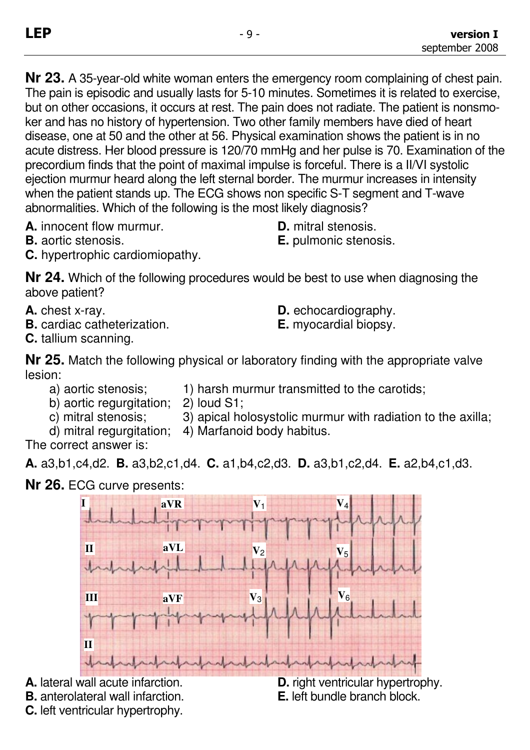**Nr 23.** A 35-year-old white woman enters the emergency room complaining of chest pain. The pain is episodic and usually lasts for 5-10 minutes. Sometimes it is related to exercise, but on other occasions, it occurs at rest. The pain does not radiate. The patient is nonsmoker and has no history of hypertension. Two other family members have died of heart disease, one at 50 and the other at 56. Physical examination shows the patient is in no acute distress. Her blood pressure is 120/70 mmHg and her pulse is 70. Examination of the precordium finds that the point of maximal impulse is forceful. There is a II/VI systolic ejection murmur heard along the left sternal border. The murmur increases in intensity when the patient stands up. The ECG shows non specific S-T segment and T-wave abnormalities. Which of the following is the most likely diagnosis?

**A.** innocent flow murmur.
**B.** aortic stenosis.
**C.** hypertrophic cardiomiopathy.
**D.** mitral stenosis.
**E.** pulmonic stenosis.

**Nr 24.** Which of the following procedures would be best to use when diagnosing the above patient?

**A.** chest x-ray.
**B.** cardiac catheterization.
**C.** tallium scanning.
**D.** echocardiography.
**E.** myocardial biopsy.

**Nr 25.** Match the following physical or laboratory finding with the appropriate valve lesion:

a) aortic stenosis; 1) harsh murmur transmitted to the carotids;
b) aortic regurgitation; 2) loud S1;
c) mitral stenosis; 3) apical holosystolic murmur with radiation to the axilla;
d) mitral regurgitation; 4) Marfanoid body habitus.

The correct answer is:

**A.** a3,b1,c4,d2. **B.** a3,b2,c1,d4. **C.** a1,b4,c2,d3. **D.** a3,b1,c2,d4. **E.** a2,b4,c1,d3.

**Nr 26.** ECG curve presents:

**A.** lateral wall acute infarction.
**B.** anterolateral wall infarction.
**C.** left ventricular hypertrophy.
**D.** right ventricular hypertrophy.
**E.** left bundle branch block.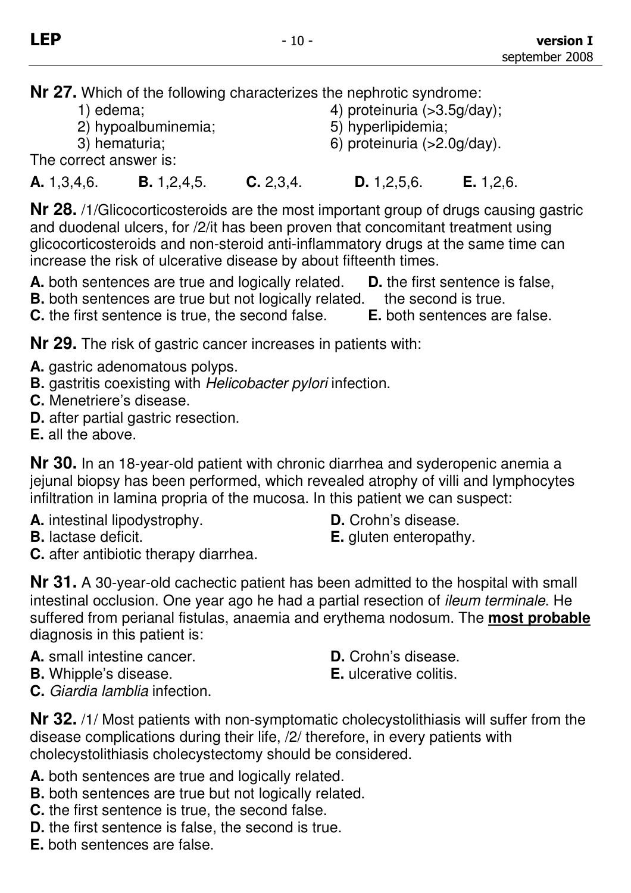**Nr 27.** Which of the following characterizes the nephrotic syndrome:

1) edema;
2) hypoalbuminemia;
3) hematuria;
4) proteinuria (>3.5g/day);
5) hyperlipidemia;
6) proteinuria (>2.0g/day).

The correct answer is:

**A.** 1,3,4,6. **B.** 1,2,4,5. **C.** 2,3,4. **D.** 1,2,5,6. **E.** 1,2,6.

**Nr 28.** /1/Glicocorticosteroids are the most important group of drugs causing gastric and duodenal ulcers, for /2/it has been proven that concomitant treatment using glicocorticosteroids and non-steroid anti-inflammatory drugs at the same time can increase the risk of ulcerative disease by about fifteenth times.

**A.** both sentences are true and logically related.
**B.** both sentences are true but not logically related.
**C.** the first sentence is true, the second false.
**D.** the first sentence is false, the second is true.
**E.** both sentences are false.

**Nr 29.** The risk of gastric cancer increases in patients with:

**A.** gastric adenomatous polyps.
**B.** gastritis coexisting with *Helicobacter pylori* infection.
**C.** Menetriere's disease.
**D.** after partial gastric resection.
**E.** all the above.

**Nr 30.** In an 18-year-old patient with chronic diarrhea and syderopenic anemia a jejunal biopsy has been performed, which revealed atrophy of villi and lymphocytes infiltration in lamina propria of the mucosa. In this patient we can suspect:

**A.** intestinal lipodystrophy.
**B.** lactase deficit.
**C.** after antibiotic therapy diarrhea.
**D.** Crohn's disease.
**E.** gluten enteropathy.

**Nr 31.** A 30-year-old cachectic patient has been admitted to the hospital with small intestinal occlusion. One year ago he had a partial resection of *ileum terminale*. He suffered from perianal fistulas, anaemia and erythema nodosum. The **most probable** diagnosis in this patient is:

**A.** small intestine cancer.
**B.** Whipple's disease.
**C.** *Giardia lamblia* infection.
**D.** Crohn's disease.
**E.** ulcerative colitis.

**Nr 32.** /1/ Most patients with non-symptomatic cholecystolithiasis will suffer from the disease complications during their life, /2/ therefore, in every patients with cholecystolithiasis cholecystectomy should be considered.

**A.** both sentences are true and logically related.
**B.** both sentences are true but not logically related.
**C.** the first sentence is true, the second false.
**D.** the first sentence is false, the second is true.
**E.** both sentences are false.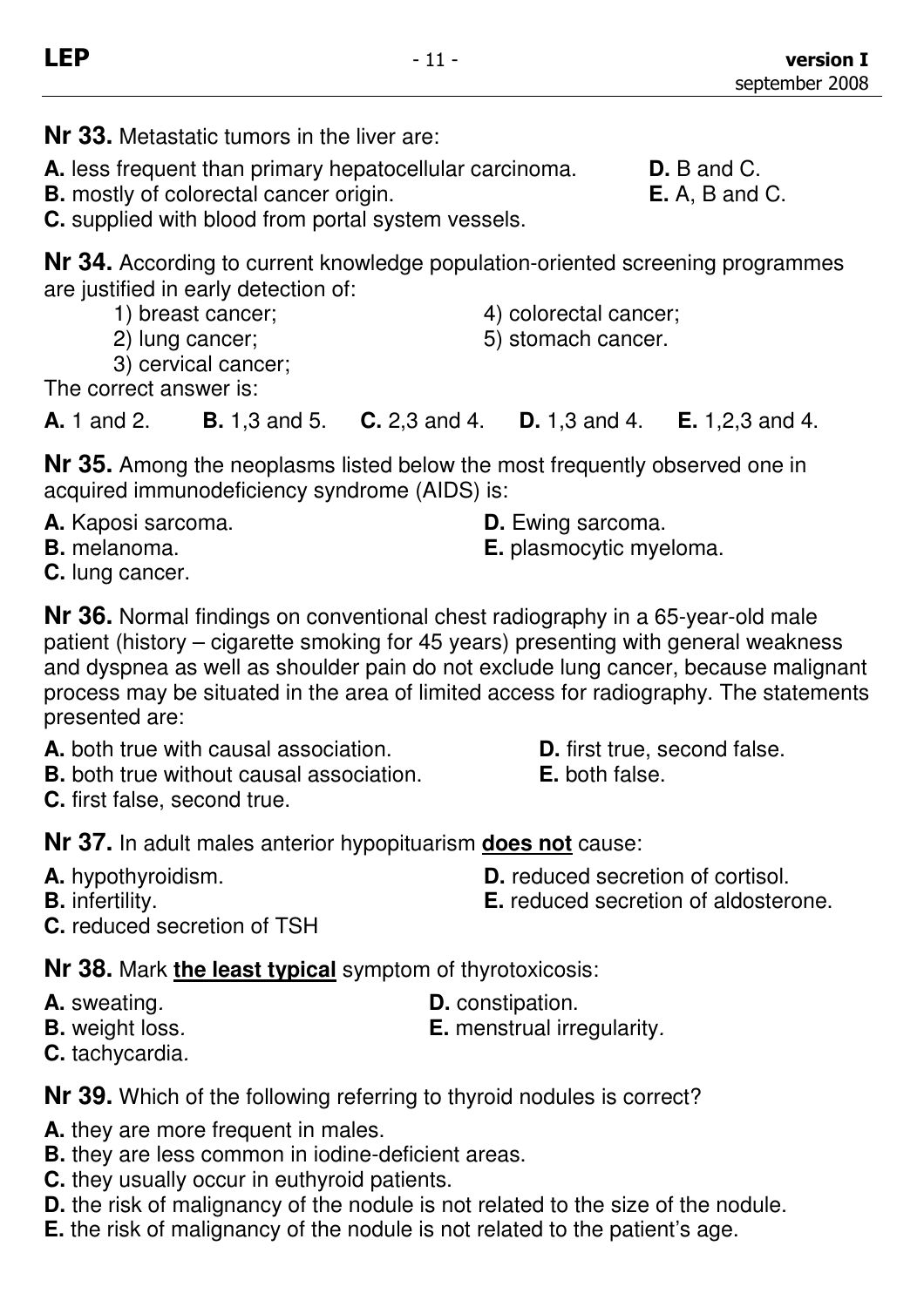**Nr 33.** Metastatic tumors in the liver are:

**A.** less frequent than primary hepatocellular carcinoma.
**B.** mostly of colorectal cancer origin.
**C.** supplied with blood from portal system vessels.
**D.** B and C.
**E.** A, B and C.

**Nr 34.** According to current knowledge population-oriented screening programmes are justified in early detection of:

1) breast cancer;
2) lung cancer;
3) cervical cancer;
4) colorectal cancer;
5) stomach cancer.

The correct answer is:

**A.** 1 and 2. **B.** 1,3 and 5. **C.** 2,3 and 4. **D.** 1,3 and 4. **E.** 1,2,3 and 4.

**Nr 35.** Among the neoplasms listed below the most frequently observed one in acquired immunodeficiency syndrome (AIDS) is:

**A.** Kaposi sarcoma.
**B.** melanoma.
**C.** lung cancer.
**D.** Ewing sarcoma.
**E.** plasmocytic myeloma.

**Nr 36.** Normal findings on conventional chest radiography in a 65-year-old male patient (history – cigarette smoking for 45 years) presenting with general weakness and dyspnea as well as shoulder pain do not exclude lung cancer, because malignant process may be situated in the area of limited access for radiography. The statements presented are:

**A.** both true with causal association.
**B.** both true without causal association.
**C.** first false, second true.
**D.** first true, second false.
**E.** both false.

**Nr 37.** In adult males anterior hypopituarism **does not** cause:

**A.** hypothyroidism.
**B.** infertility.
**C.** reduced secretion of TSH
**D.** reduced secretion of cortisol.
**E.** reduced secretion of aldosterone.

**Nr 38.** Mark **the least typical** symptom of thyrotoxicosis:

**A.** sweating.
**B.** weight loss.
**C.** tachycardia.
**D.** constipation.
**E.** menstrual irregularity.

**Nr 39.** Which of the following referring to thyroid nodules is correct?

**A.** they are more frequent in males.
**B.** they are less common in iodine-deficient areas.
**C.** they usually occur in euthyroid patients.
**D.** the risk of malignancy of the nodule is not related to the size of the nodule.
**E.** the risk of malignancy of the nodule is not related to the patient's age.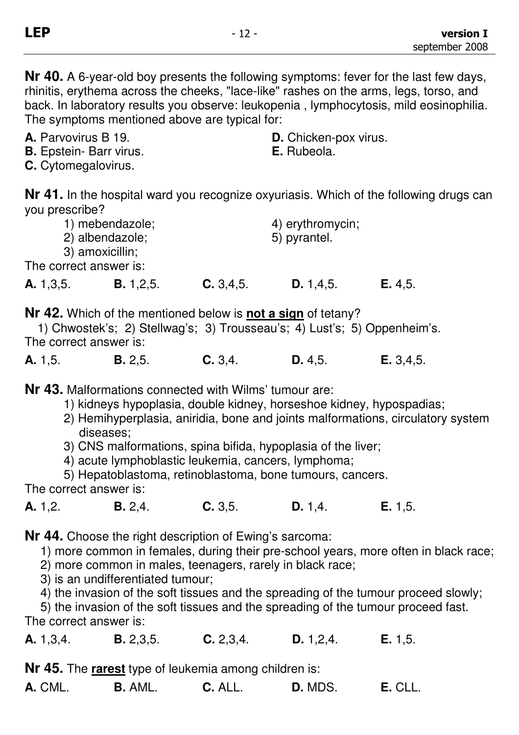**Nr 40.** A 6-year-old boy presents the following symptoms: fever for the last few days, rhinitis, erythema across the cheeks, "lace-like" rashes on the arms, legs, torso, and back. In laboratory results you observe: leukopenia , lymphocytosis, mild eosinophilia. The symptoms mentioned above are typical for:

**A.** Parvovirus B 19.
**B.** Epstein- Barr virus.
**C.** Cytomegalovirus.
**D.** Chicken-pox virus.
**E.** Rubeola.

**Nr 41.** In the hospital ward you recognize oxyuriasis. Which of the following drugs can you prescribe?

1) mebendazole;
2) albendazole;
3) amoxicillin;
4) erythromycin;
5) pyrantel.

The correct answer is:

**A.** 1,3,5. **B.** 1,2,5. **C.** 3,4,5. **D.** 1,4,5. **E.** 4,5.

**Nr 42.** Which of the mentioned below is **not a sign** of tetany?

1) Chwostek's; 2) Stellwag's; 3) Trousseau's; 4) Lust's; 5) Oppenheim's.

The correct answer is:

**A.** 1,5. **B.** 2,5. **C.** 3,4. **D.** 4,5. **E.** 3,4,5.

**Nr 43.** Malformations connected with Wilms' tumour are:

1) kidneys hypoplasia, double kidney, horseshoe kidney, hypospadias;
2) Hemihyperplasia, aniridia, bone and joints malformations, circulatory system diseases;
3) CNS malformations, spina bifida, hypoplasia of the liver;
4) acute lymphoblastic leukemia, cancers, lymphoma;
5) Hepatoblastoma, retinoblastoma, bone tumours, cancers.

The correct answer is:

**A.** 1,2. **B.** 2,4. **C.** 3,5. **D.** 1,4. **E.** 1,5.

**Nr 44.** Choose the right description of Ewing's sarcoma:

1) more common in females, during their pre-school years, more often in black race;
2) more common in males, teenagers, rarely in black race;
3) is an undifferentiated tumour;
4) the invasion of the soft tissues and the spreading of the tumour proceed slowly;
5) the invasion of the soft tissues and the spreading of the tumour proceed fast.

The correct answer is:

**A.** 1,3,4. **B.** 2,3,5. **C.** 2,3,4. **D.** 1,2,4. **E.** 1,5.

**Nr 45.** The **rarest** type of leukemia among children is:

**A.** CML. **B.** AML. **C.** ALL. **D.** MDS. **E.** CLL.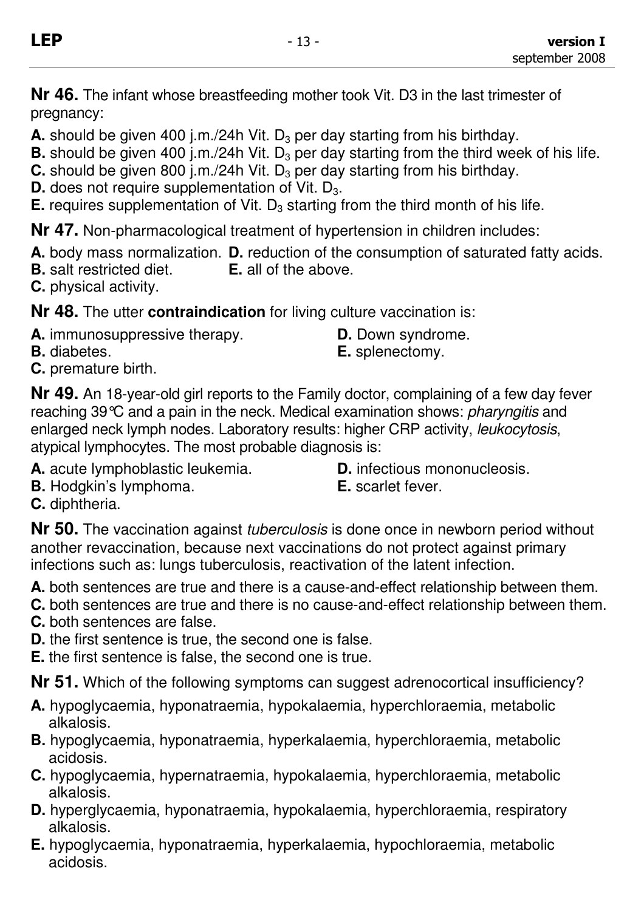**Nr 46.** The infant whose breastfeeding mother took Vit. D3 in the last trimester of pregnancy:

**A.** should be given 400 j.m./24h Vit. $D_3$ per day starting from his birthday.
**B.** should be given 400 j.m./24h Vit. $D_3$ per day starting from the third week of his life.
**C.** should be given 800 j.m./24h Vit. $D_3$ per day starting from his birthday.
**D.** does not require supplementation of Vit. $D_3$.
**E.** requires supplementation of Vit. $D_3$ starting from the third month of his life.

**Nr 47.** Non-pharmacological treatment of hypertension in children includes:

**A.** body mass normalization.
**B.** salt restricted diet.
**C.** physical activity.
**D.** reduction of the consumption of saturated fatty acids.
**E.** all of the above.

**Nr 48.** The utter **contraindication** for living culture vaccination is:

**A.** immunosuppressive therapy.
**B.** diabetes.
**C.** premature birth.
**D.** Down syndrome.
**E.** splenectomy.

**Nr 49.** An 18-year-old girl reports to the Family doctor, complaining of a few day fever reaching 39℃ and a pain in the neck. Medical examination shows: *pharyngitis* and enlarged neck lymph nodes. Laboratory results: higher CRP activity, *leukocytosis*, atypical lymphocytes. The most probable diagnosis is:

**A.** acute lymphoblastic leukemia.
**B.** Hodgkin's lymphoma.
**C.** diphtheria.
**D.** infectious mononucleosis.
**E.** scarlet fever.

**Nr 50.** The vaccination against *tuberculosis* is done once in newborn period without another revaccination, because next vaccinations do not protect against primary infections such as: lungs tuberculosis, reactivation of the latent infection.

**A.** both sentences are true and there is a cause-and-effect relationship between them.
**C.** both sentences are true and there is no cause-and-effect relationship between them.
**C.** both sentences are false.
**D.** the first sentence is true, the second one is false.
**E.** the first sentence is false, the second one is true.

**Nr 51.** Which of the following symptoms can suggest adrenocortical insufficiency?

**A.** hypoglycaemia, hyponatraemia, hypokalaemia, hyperchloraemia, metabolic alkalosis.
**B.** hypoglycaemia, hyponatraemia, hyperkalaemia, hyperchloraemia, metabolic acidosis.
**C.** hypoglycaemia, hypernatraemia, hypokalaemia, hyperchloraemia, metabolic alkalosis.
**D.** hyperglycaemia, hyponatraemia, hypokalaemia, hyperchloraemia, respiratory alkalosis.
**E.** hypoglycaemia, hyponatraemia, hyperkalaemia, hypochloraemia, metabolic acidosis.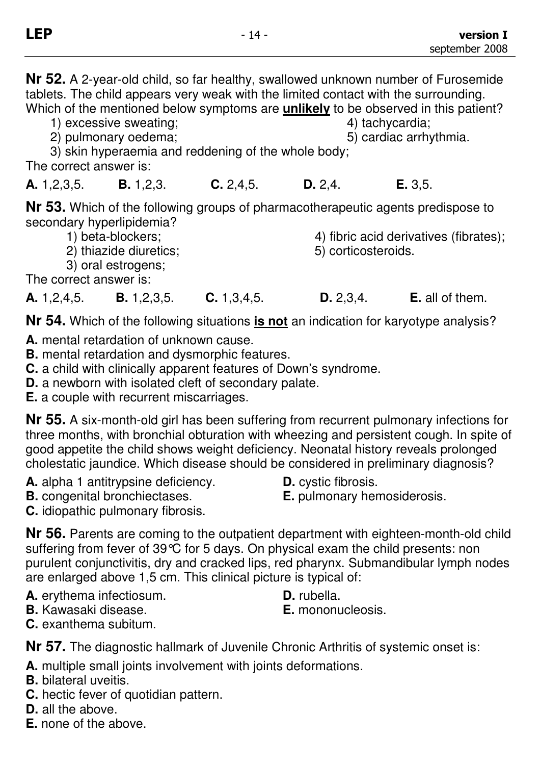**Nr 52.** A 2-year-old child, so far healthy, swallowed unknown number of Furosemide tablets. The child appears very weak with the limited contact with the surrounding. Which of the mentioned below symptoms are **unlikely** to be observed in this patient?

1) excessive sweating;
2) pulmonary oedema;
3) skin hyperaemia and reddening of the whole body;
4) tachycardia;
5) cardiac arrhythmia.

The correct answer is:

**A.** 1,2,3,5. **B.** 1,2,3. **C.** 2,4,5. **D.** 2,4. **E.** 3,5.

**Nr 53.** Which of the following groups of pharmacotherapeutic agents predispose to secondary hyperlipidemia?

1) beta-blockers;
2) thiazide diuretics;
3) oral estrogens;
4) fibric acid derivatives (fibrates);
5) corticosteroids.

The correct answer is:

**A.** 1,2,4,5. **B.** 1,2,3,5. **C.** 1,3,4,5. **D.** 2,3,4. **E.** all of them.

**Nr 54.** Which of the following situations **is not** an indication for karyotype analysis?

**A.** mental retardation of unknown cause.
**B.** mental retardation and dysmorphic features.
**C.** a child with clinically apparent features of Down's syndrome.
**D.** a newborn with isolated cleft of secondary palate.
**E.** a couple with recurrent miscarriages.

**Nr 55.** A six-month-old girl has been suffering from recurrent pulmonary infections for three months, with bronchial obturation with wheezing and persistent cough. In spite of good appetite the child shows weight deficiency. Neonatal history reveals prolonged cholestatic jaundice. Which disease should be considered in preliminary diagnosis?

**A.** alpha 1 antitrypsine deficiency.
**B.** congenital bronchiectases.
**C.** idiopathic pulmonary fibrosis.
**D.** cystic fibrosis.
**E.** pulmonary hemosiderosis.

**Nr 56.** Parents are coming to the outpatient department with eighteen-month-old child suffering from fever of 39°C for 5 days. On physical exam the child presents: non purulent conjunctivitis, dry and cracked lips, red pharynx. Submandibular lymph nodes are enlarged above 1,5 cm. This clinical picture is typical of:

**A.** erythema infectiosum.
**B.** Kawasaki disease.
**C.** exanthema subitum.
**D.** rubella.
**E.** mononucleosis.

**Nr 57.** The diagnostic hallmark of Juvenile Chronic Arthritis of systemic onset is:

**A.** multiple small joints involvement with joints deformations.
**B.** bilateral uveitis.
**C.** hectic fever of quotidian pattern.
**D.** all the above.
**E.** none of the above.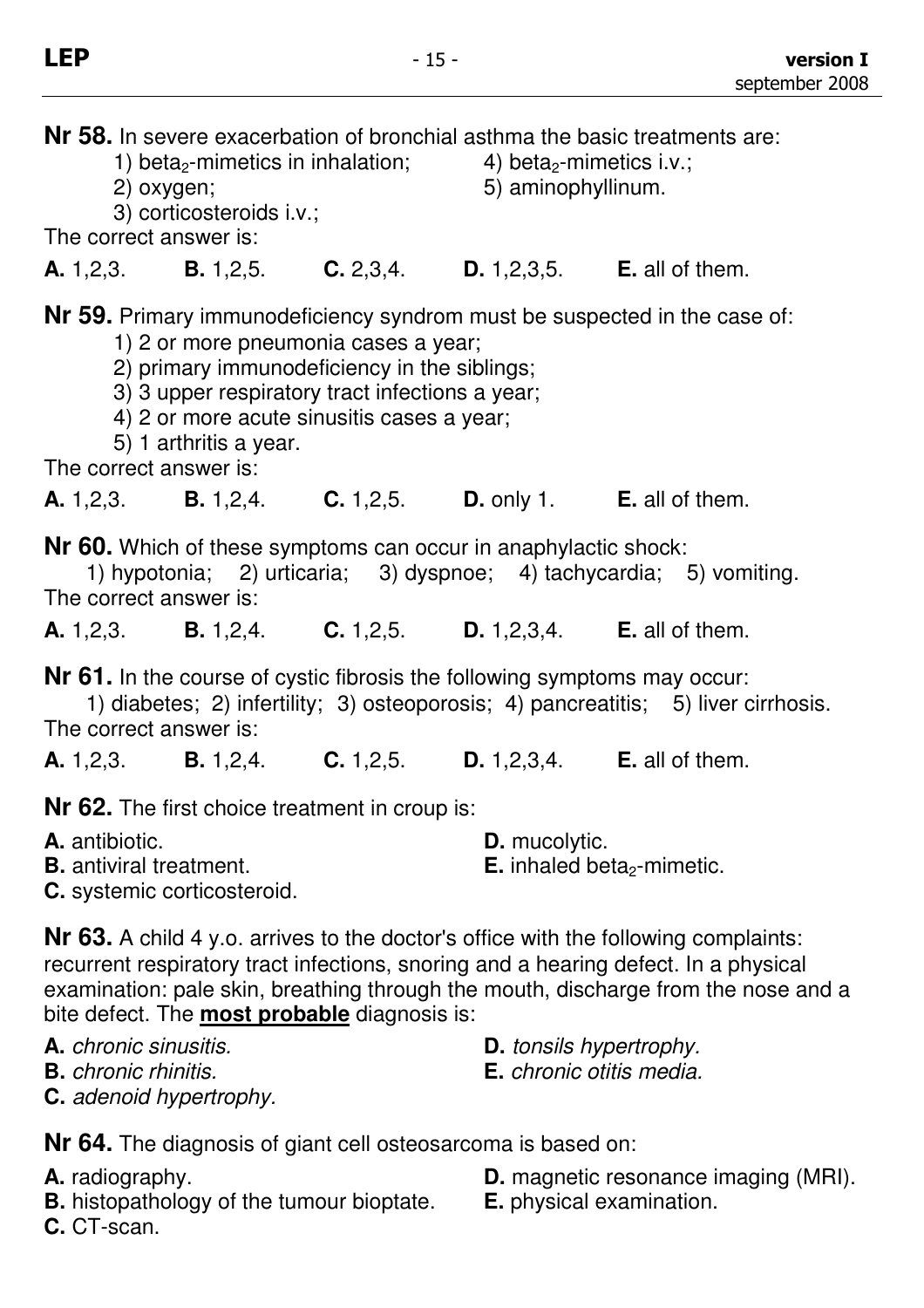**Nr 58.** In severe exacerbation of bronchial asthma the basic treatments are:

1) $beta_2$-mimetics in inhalation;
2) oxygen;
3) corticosteroids i.v.;
4) $beta_2$-mimetics i.v.;
5) aminophyllinum.

The correct answer is:

**A.** 1,2,3. **B.** 1,2,5. **C.** 2,3,4. **D.** 1,2,3,5. **E.** all of them.

**Nr 59.** Primary immunodeficiency syndrom must be suspected in the case of:

1) 2 or more pneumonia cases a year;
2) primary immunodeficiency in the siblings;
3) 3 upper respiratory tract infections a year;
4) 2 or more acute sinusitis cases a year;
5) 1 arthritis a year.

The correct answer is:

**A.** 1,2,3. **B.** 1,2,4. **C.** 1,2,5. **D.** only 1. **E.** all of them.

**Nr 60.** Which of these symptoms can occur in anaphylactic shock:

1) hypotonia; 2) urticaria; 3) dyspnoe; 4) tachycardia; 5) vomiting.

The correct answer is:

**A.** 1,2,3. **B.** 1,2,4. **C.** 1,2,5. **D.** 1,2,3,4. **E.** all of them.

**Nr 61.** In the course of cystic fibrosis the following symptoms may occur:

1) diabetes; 2) infertility; 3) osteoporosis; 4) pancreatitis; 5) liver cirrhosis.

The correct answer is:

**A.** 1,2,3. **B.** 1,2,4. **C.** 1,2,5. **D.** 1,2,3,4. **E.** all of them.

**Nr 62.** The first choice treatment in croup is:

**A.** antibiotic.
**B.** antiviral treatment.
**C.** systemic corticosteroid.
**D.** mucolytic.
**E.** inhaled $beta_2$-mimetic.

**Nr 63.** A child 4 y.o. arrives to the doctor's office with the following complaints: recurrent respiratory tract infections, snoring and a hearing defect. In a physical examination: pale skin, breathing through the mouth, discharge from the nose and a bite defect. The **most probable** diagnosis is:

**A.** *chronic sinusitis.*
**B.** *chronic rhinitis.*
**C.** *adenoid hypertrophy.*
**D.** *tonsils hypertrophy.*
**E.** *chronic otitis media.*

**Nr 64.** The diagnosis of giant cell osteosarcoma is based on:

**A.** radiography.
**B.** histopathology of the tumour bioptate.
**C.** CT-scan.
**D.** magnetic resonance imaging (MRI).
**E.** physical examination.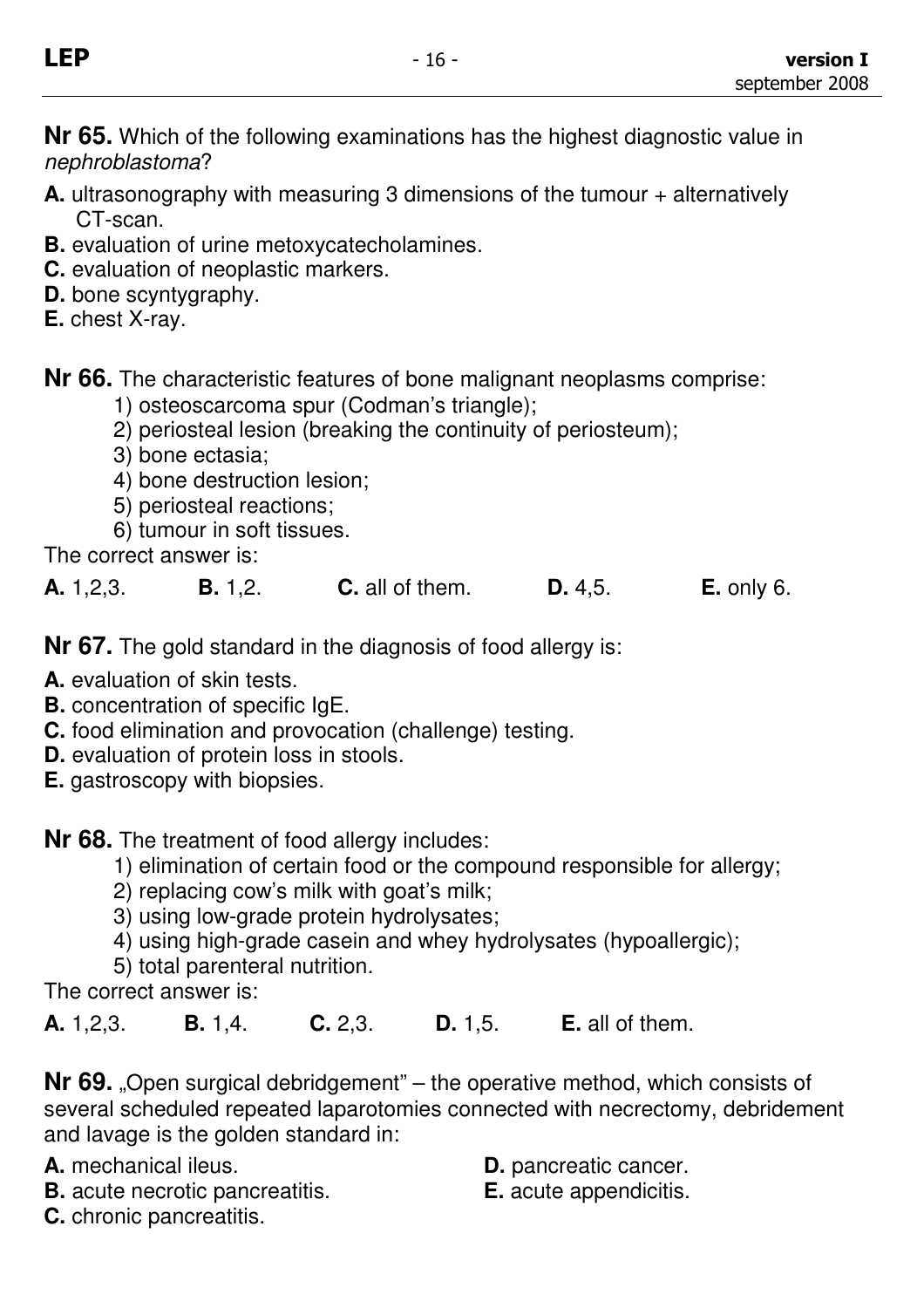**Nr 65.** Which of the following examinations has the highest diagnostic value in *nephroblastoma*?

**A.** ultrasonography with measuring 3 dimensions of the tumour + alternatively CT-scan.
**B.** evaluation of urine metoxycatecholamines.
**C.** evaluation of neoplastic markers.
**D.** bone scyntygraphy.
**E.** chest X-ray.

**Nr 66.** The characteristic features of bone malignant neoplasms comprise:

1) osteoscarcoma spur (Codman's triangle);
2) periosteal lesion (breaking the continuity of periosteum);
3) bone ectasia;
4) bone destruction lesion;
5) periosteal reactions;
6) tumour in soft tissues.

The correct answer is:

**A.** 1,2,3. **B.** 1,2. **C.** all of them. **D.** 4,5. **E.** only 6.

**Nr 67.** The gold standard in the diagnosis of food allergy is:

**A.** evaluation of skin tests.
**B.** concentration of specific IgE.
**C.** food elimination and provocation (challenge) testing.
**D.** evaluation of protein loss in stools.
**E.** gastroscopy with biopsies.

**Nr 68.** The treatment of food allergy includes:

1) elimination of certain food or the compound responsible for allergy;
2) replacing cow's milk with goat's milk;
3) using low-grade protein hydrolysates;
4) using high-grade casein and whey hydrolysates (hypoallergic);
5) total parenteral nutrition.

The correct answer is:

**A.** 1,2,3. **B.** 1,4. **C.** 2,3. **D.** 1,5. **E.** all of them.

**Nr 69.** „Open surgical debridgement" – the operative method, which consists of several scheduled repeated laparotomies connected with necrectomy, debridement and lavage is the golden standard in:

**A.** mechanical ileus.
**B.** acute necrotic pancreatitis.
**C.** chronic pancreatitis.
**D.** pancreatic cancer.
**E.** acute appendicitis.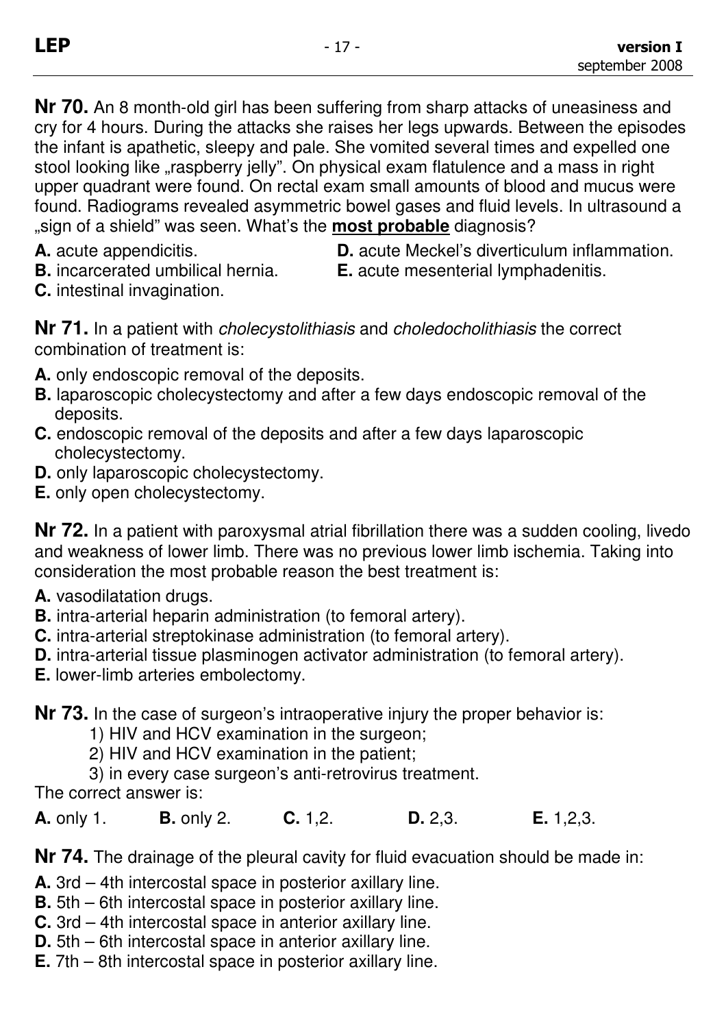**Nr 70.** An 8 month-old girl has been suffering from sharp attacks of uneasiness and cry for 4 hours. During the attacks she raises her legs upwards. Between the episodes the infant is apathetic, sleepy and pale. She vomited several times and expelled one stool looking like „raspberry jelly". On physical exam flatulence and a mass in right upper quadrant were found. On rectal exam small amounts of blood and mucus were found. Radiograms revealed asymmetric bowel gases and fluid levels. In ultrasound a „sign of a shield" was seen. What's the **most probable** diagnosis?

**A.** acute appendicitis.
**B.** incarcerated umbilical hernia.
**C.** intestinal invagination.
**D.** acute Meckel's diverticulum inflammation.
**E.** acute mesenterial lymphadenitis.

**Nr 71.** In a patient with *cholecystolithiasis* and *choledocholithiasis* the correct combination of treatment is:

**A.** only endoscopic removal of the deposits.
**B.** laparoscopic cholecystectomy and after a few days endoscopic removal of the deposits.
**C.** endoscopic removal of the deposits and after a few days laparoscopic cholecystectomy.
**D.** only laparoscopic cholecystectomy.
**E.** only open cholecystectomy.

**Nr 72.** In a patient with paroxysmal atrial fibrillation there was a sudden cooling, livedo and weakness of lower limb. There was no previous lower limb ischemia. Taking into consideration the most probable reason the best treatment is:

**A.** vasodilatation drugs.
**B.** intra-arterial heparin administration (to femoral artery).
**C.** intra-arterial streptokinase administration (to femoral artery).
**D.** intra-arterial tissue plasminogen activator administration (to femoral artery).
**E.** lower-limb arteries embolectomy.

**Nr 73.** In the case of surgeon's intraoperative injury the proper behavior is:

1) HIV and HCV examination in the surgeon;
2) HIV and HCV examination in the patient;
3) in every case surgeon's anti-retrovirus treatment.

The correct answer is:

**A.** only 1. **B.** only 2. **C.** 1,2. **D.** 2,3. **E.** 1,2,3.

**Nr 74.** The drainage of the pleural cavity for fluid evacuation should be made in:

**A.** 3rd – 4th intercostal space in posterior axillary line.
**B.** 5th – 6th intercostal space in posterior axillary line.
**C.** 3rd – 4th intercostal space in anterior axillary line.
**D.** 5th – 6th intercostal space in anterior axillary line.
**E.** 7th – 8th intercostal space in posterior axillary line.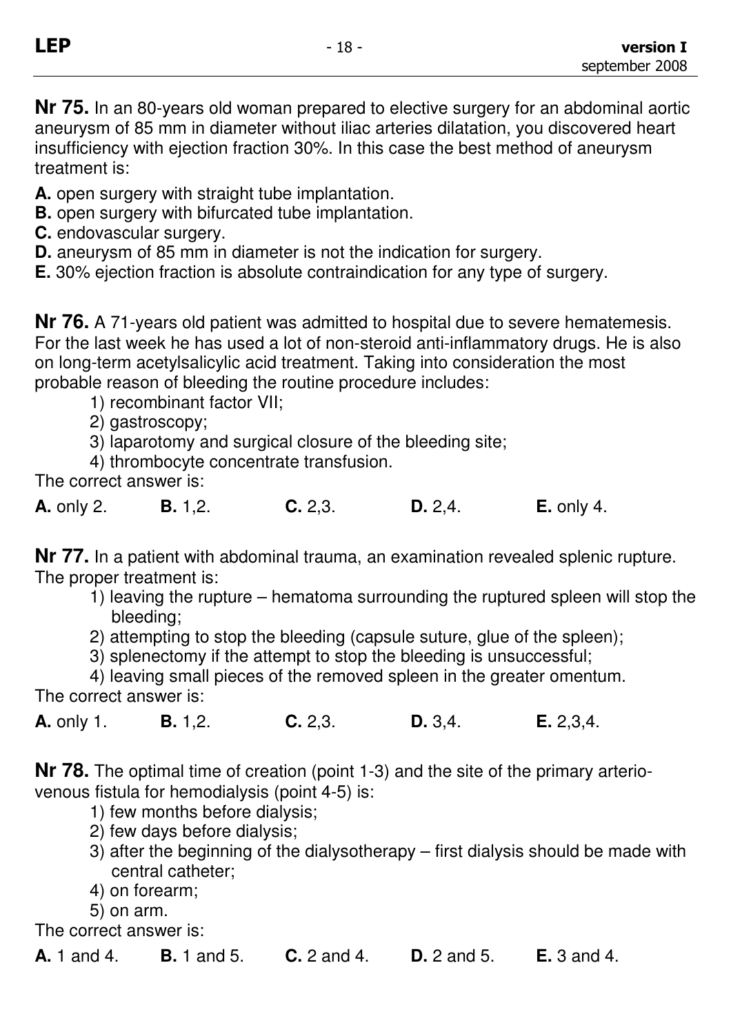**Nr 75.** In an 80-years old woman prepared to elective surgery for an abdominal aortic aneurysm of 85 mm in diameter without iliac arteries dilatation, you discovered heart insufficiency with ejection fraction 30%. In this case the best method of aneurysm treatment is:

**A.** open surgery with straight tube implantation.
**B.** open surgery with bifurcated tube implantation.
**C.** endovascular surgery.
**D.** aneurysm of 85 mm in diameter is not the indication for surgery.
**E.** 30% ejection fraction is absolute contraindication for any type of surgery.

**Nr 76.** A 71-years old patient was admitted to hospital due to severe hematemesis. For the last week he has used a lot of non-steroid anti-inflammatory drugs. He is also on long-term acetylsalicylic acid treatment. Taking into consideration the most probable reason of bleeding the routine procedure includes:

1) recombinant factor VII;
2) gastroscopy;
3) laparotomy and surgical closure of the bleeding site;
4) thrombocyte concentrate transfusion.

The correct answer is:

**A.** only 2. **B.** 1,2. **C.** 2,3. **D.** 2,4. **E.** only 4.

**Nr 77.** In a patient with abdominal trauma, an examination revealed splenic rupture. The proper treatment is:

1) leaving the rupture – hematoma surrounding the ruptured spleen will stop the bleeding;
2) attempting to stop the bleeding (capsule suture, glue of the spleen);
3) splenectomy if the attempt to stop the bleeding is unsuccessful;
4) leaving small pieces of the removed spleen in the greater omentum.

The correct answer is:

**A.** only 1. **B.** 1,2. **C.** 2,3. **D.** 3,4. **E.** 2,3,4.

**Nr 78.** The optimal time of creation (point 1-3) and the site of the primary arterio-venous fistula for hemodialysis (point 4-5) is:

1) few months before dialysis;
2) few days before dialysis;
3) after the beginning of the dialysotherapy – first dialysis should be made with central catheter;
4) on forearm;
5) on arm.

The correct answer is:

**A.** 1 and 4. **B.** 1 and 5. **C.** 2 and 4. **D.** 2 and 5. **E.** 3 and 4.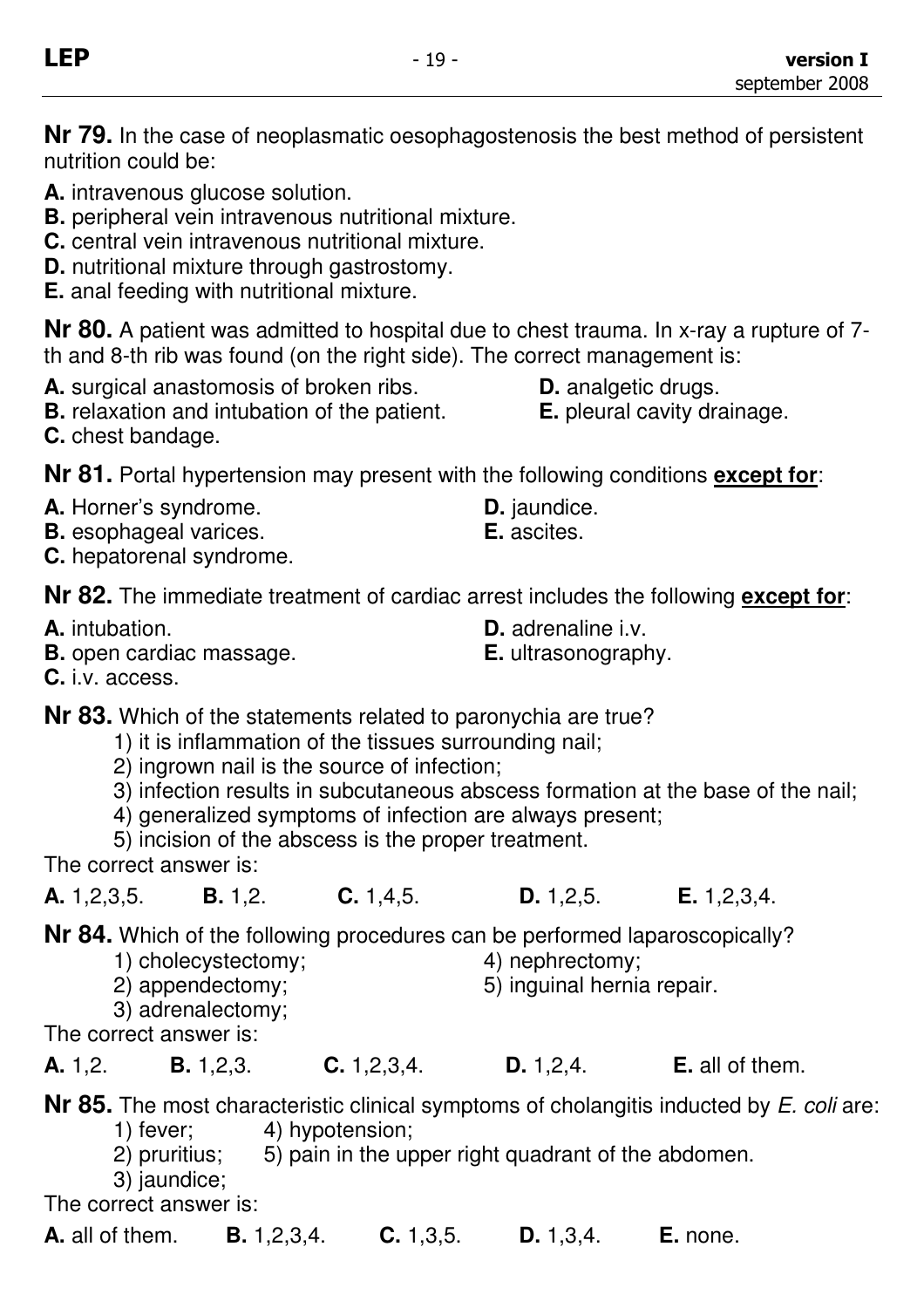**Nr 79.** In the case of neoplasmatic oesophagostenosis the best method of persistent nutrition could be:

**A.** intravenous glucose solution.
**B.** peripheral vein intravenous nutritional mixture.
**C.** central vein intravenous nutritional mixture.
**D.** nutritional mixture through gastrostomy.
**E.** anal feeding with nutritional mixture.

**Nr 80.** A patient was admitted to hospital due to chest trauma. In x-ray a rupture of 7-th and 8-th rib was found (on the right side). The correct management is:

**A.** surgical anastomosis of broken ribs.
**B.** relaxation and intubation of the patient.
**C.** chest bandage.
**D.** analgetic drugs.
**E.** pleural cavity drainage.

**Nr 81.** Portal hypertension may present with the following conditions **<u>except for</u>**:

**A.** Horner's syndrome.
**B.** esophageal varices.
**C.** hepatorenal syndrome.
**D.** jaundice.
**E.** ascites.

**Nr 82.** The immediate treatment of cardiac arrest includes the following **<u>except for</u>**:

**A.** intubation.
**B.** open cardiac massage.
**C.** i.v. access.
**D.** adrenaline i.v.
**E.** ultrasonography.

**Nr 83.** Which of the statements related to paronychia are true?

1) it is inflammation of the tissues surrounding nail;
2) ingrown nail is the source of infection;
3) infection results in subcutaneous abscess formation at the base of the nail;
4) generalized symptoms of infection are always present;
5) incision of the abscess is the proper treatment.

The correct answer is:

**A.** 1,2,3,5. **B.** 1,2. **C.** 1,4,5. **D.** 1,2,5. **E.** 1,2,3,4.

**Nr 84.** Which of the following procedures can be performed laparoscopically?

1) cholecystectomy;
2) appendectomy;
3) adrenalectomy;
4) nephrectomy;
5) inguinal hernia repair.

The correct answer is:

**A.** 1,2. **B.** 1,2,3. **C.** 1,2,3,4. **D.** 1,2,4. **E.** all of them.

**Nr 85.** The most characteristic clinical symptoms of cholangitis inducted by *E. coli* are:

1) fever;
2) pruritius;
3) jaundice;
4) hypotension;
5) pain in the upper right quadrant of the abdomen.

The correct answer is:

**A.** all of them. **B.** 1,2,3,4. **C.** 1,3,5. **D.** 1,3,4. **E.** none.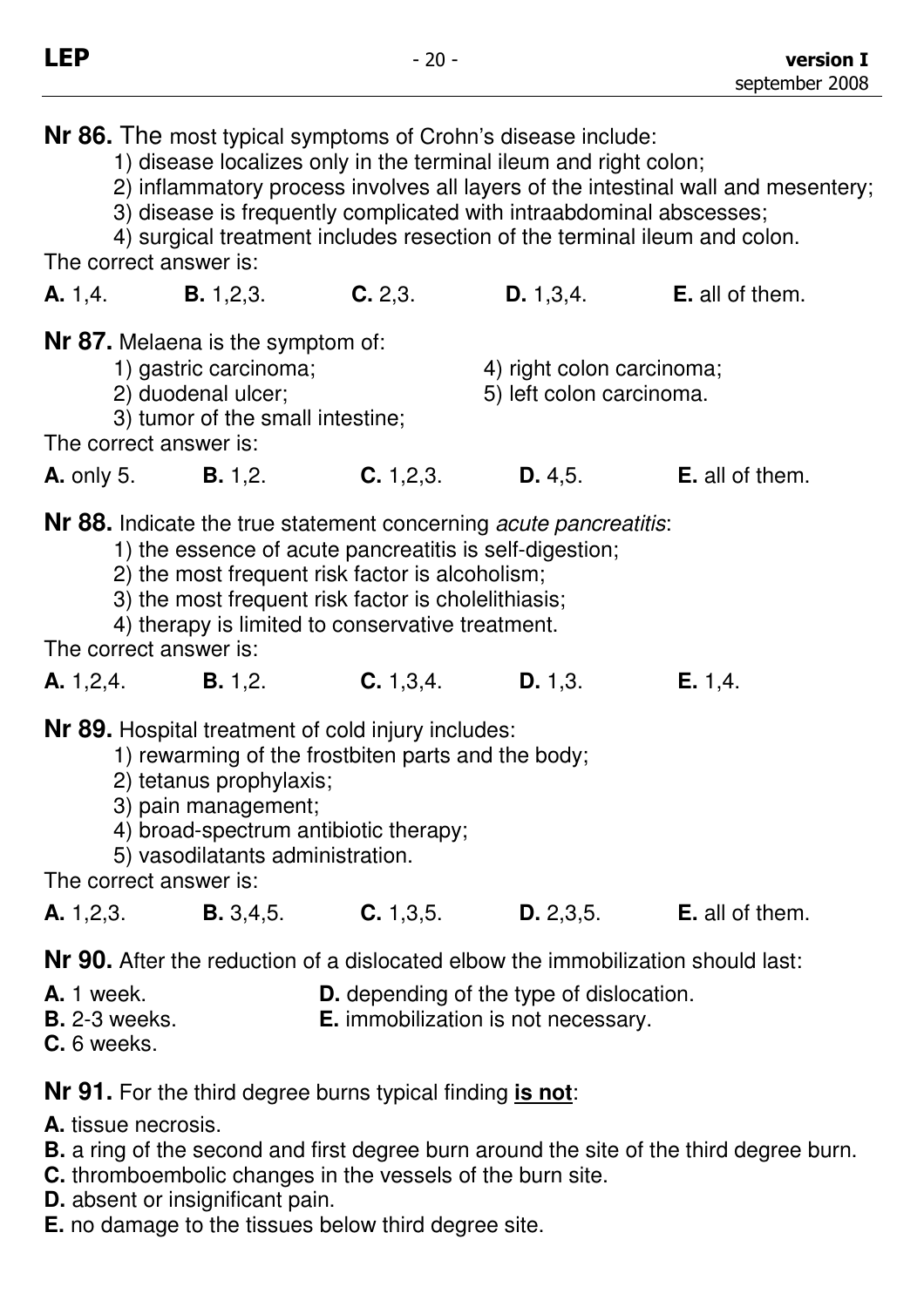**Nr 86.** The most typical symptoms of Crohn's disease include:

1) disease localizes only in the terminal ileum and right colon;
2) inflammatory process involves all layers of the intestinal wall and mesentery;
3) disease is frequently complicated with intraabdominal abscesses;
4) surgical treatment includes resection of the terminal ileum and colon.

The correct answer is:

**A.** 1,4. **B.** 1,2,3. **C.** 2,3. **D.** 1,3,4. **E.** all of them.

**Nr 87.** Melaena is the symptom of:

1) gastric carcinoma;
2) duodenal ulcer;
3) tumor of the small intestine;
4) right colon carcinoma;
5) left colon carcinoma.

The correct answer is:

**A.** only 5. **B.** 1,2. **C.** 1,2,3. **D.** 4,5. **E.** all of them.

**Nr 88.** Indicate the true statement concerning *acute pancreatitis*:

1) the essence of acute pancreatitis is self-digestion;
2) the most frequent risk factor is alcoholism;
3) the most frequent risk factor is cholelithiasis;
4) therapy is limited to conservative treatment.

The correct answer is:

**A.** 1,2,4. **B.** 1,2. **C.** 1,3,4. **D.** 1,3. **E.** 1,4.

**Nr 89.** Hospital treatment of cold injury includes:

1) rewarming of the frostbiten parts and the body;
2) tetanus prophylaxis;
3) pain management;
4) broad-spectrum antibiotic therapy;
5) vasodilatants administration.

The correct answer is:

**A.** 1,2,3. **B.** 3,4,5. **C.** 1,3,5. **D.** 2,3,5. **E.** all of them.

**Nr 90.** After the reduction of a dislocated elbow the immobilization should last:

**A.** 1 week.
**B.** 2-3 weeks.
**C.** 6 weeks.
**D.** depending of the type of dislocation.
**E.** immobilization is not necessary.

**Nr 91.** For the third degree burns typical finding **is not**:

**A.** tissue necrosis.
**B.** a ring of the second and first degree burn around the site of the third degree burn.
**C.** thromboembolic changes in the vessels of the burn site.
**D.** absent or insignificant pain.
**E.** no damage to the tissues below third degree site.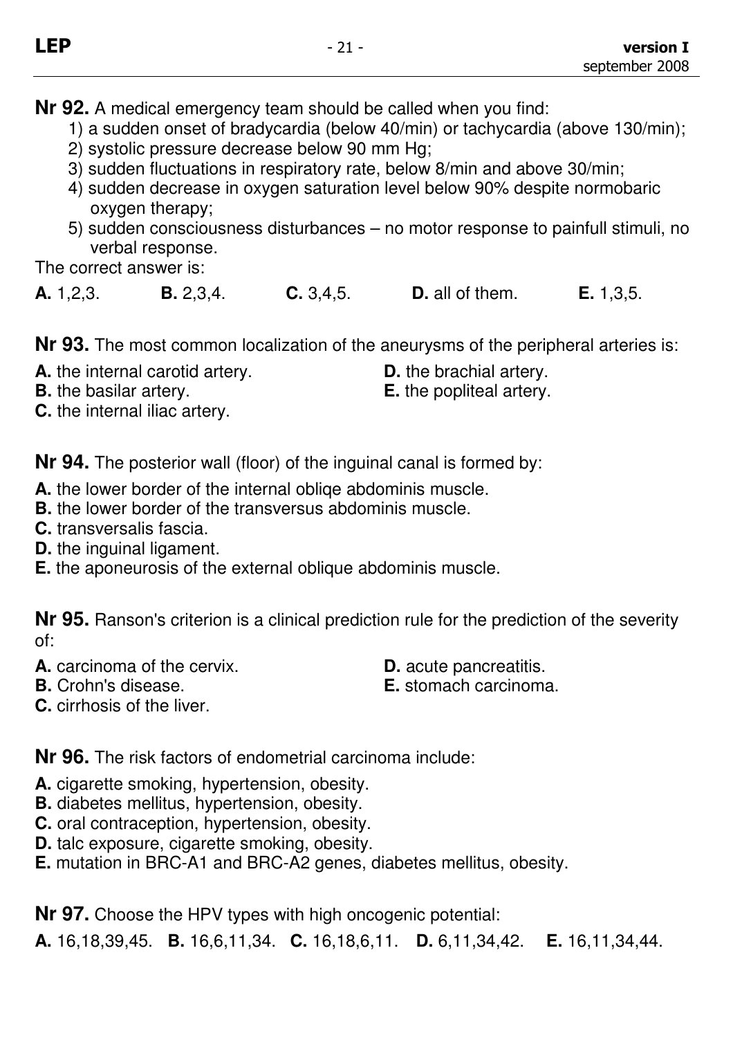**Nr 92.** A medical emergency team should be called when you find:

1) a sudden onset of bradycardia (below 40/min) or tachycardia (above 130/min);
2) systolic pressure decrease below 90 mm Hg;
3) sudden fluctuations in respiratory rate, below 8/min and above 30/min;
4) sudden decrease in oxygen saturation level below 90% despite normobaric oxygen therapy;
5) sudden consciousness disturbances – no motor response to painfull stimuli, no verbal response.

The correct answer is:

**A.** 1,2,3. **B.** 2,3,4. **C.** 3,4,5. **D.** all of them. **E.** 1,3,5.

**Nr 93.** The most common localization of the aneurysms of the peripheral arteries is:

**A.** the internal carotid artery.
**B.** the basilar artery.
**C.** the internal iliac artery.
**D.** the brachial artery.
**E.** the popliteal artery.

**Nr 94.** The posterior wall (floor) of the inguinal canal is formed by:

**A.** the lower border of the internal obliqe abdominis muscle.
**B.** the lower border of the transversus abdominis muscle.
**C.** transversalis fascia.
**D.** the inguinal ligament.
**E.** the aponeurosis of the external oblique abdominis muscle.

**Nr 95.** Ranson's criterion is a clinical prediction rule for the prediction of the severity of:

**A.** carcinoma of the cervix.
**B.** Crohn's disease.
**C.** cirrhosis of the liver.
**D.** acute pancreatitis.
**E.** stomach carcinoma.

**Nr 96.** The risk factors of endometrial carcinoma include:

**A.** cigarette smoking, hypertension, obesity.
**B.** diabetes mellitus, hypertension, obesity.
**C.** oral contraception, hypertension, obesity.
**D.** talc exposure, cigarette smoking, obesity.
**E.** mutation in BRC-A1 and BRC-A2 genes, diabetes mellitus, obesity.

**Nr 97.** Choose the HPV types with high oncogenic potential:

**A.** 16,18,39,45. **B.** 16,6,11,34. **C.** 16,18,6,11. **D.** 6,11,34,42. **E.** 16,11,34,44.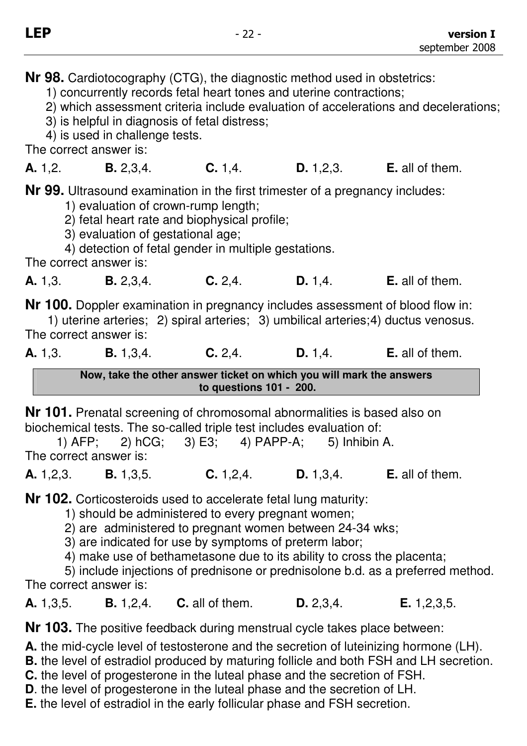**Nr 98.** Cardiotocography (CTG), the diagnostic method used in obstetrics:

1) concurrently records fetal heart tones and uterine contractions;
2) which assessment criteria include evaluation of accelerations and decelerations;
3) is helpful in diagnosis of fetal distress;
4) is used in challenge tests.

The correct answer is:

**A.** 1,2. **B.** 2,3,4. **C.** 1,4. **D.** 1,2,3. **E.** all of them.

**Nr 99.** Ultrasound examination in the first trimester of a pregnancy includes:

1) evaluation of crown-rump length;
2) fetal heart rate and biophysical profile;
3) evaluation of gestational age;
4) detection of fetal gender in multiple gestations.

The correct answer is:

**A.** 1,3. **B.** 2,3,4. **C.** 2,4. **D.** 1,4. **E.** all of them.

**Nr 100.** Doppler examination in pregnancy includes assessment of blood flow in:

1) uterine arteries; 2) spiral arteries; 3) umbilical arteries;4) ductus venosus.

The correct answer is:

**A.** 1,3. **B.** 1,3,4. **C.** 2,4. **D.** 1,4. **E.** all of them.

**Now, take the other answer ticket on which you will mark the answers to questions 101 - 200.**

**Nr 101.** Prenatal screening of chromosomal abnormalities is based also on biochemical tests. The so-called triple test includes evaluation of:

1) AFP; 2) hCG; 3) E3; 4) PAPP-A; 5) Inhibin A.

The correct answer is:

**A.** 1,2,3. **B.** 1,3,5. **C.** 1,2,4. **D.** 1,3,4. **E.** all of them.

**Nr 102.** Corticosteroids used to accelerate fetal lung maturity:

1) should be administered to every pregnant women;
2) are administered to pregnant women between 24-34 wks;
3) are indicated for use by symptoms of preterm labor;
4) make use of bethametasone due to its ability to cross the placenta;
5) include injections of prednisone or prednisolone b.d. as a preferred method.

The correct answer is:

**A.** 1,3,5. **B.** 1,2,4. **C.** all of them. **D.** 2,3,4. **E.** 1,2,3,5.

**Nr 103.** The positive feedback during menstrual cycle takes place between:

**A.** the mid-cycle level of testosterone and the secretion of luteinizing hormone (LH).
**B.** the level of estradiol produced by maturing follicle and both FSH and LH secretion.
**C.** the level of progesterone in the luteal phase and the secretion of FSH.
**D**. the level of progesterone in the luteal phase and the secretion of LH.
**E.** the level of estradiol in the early follicular phase and FSH secretion.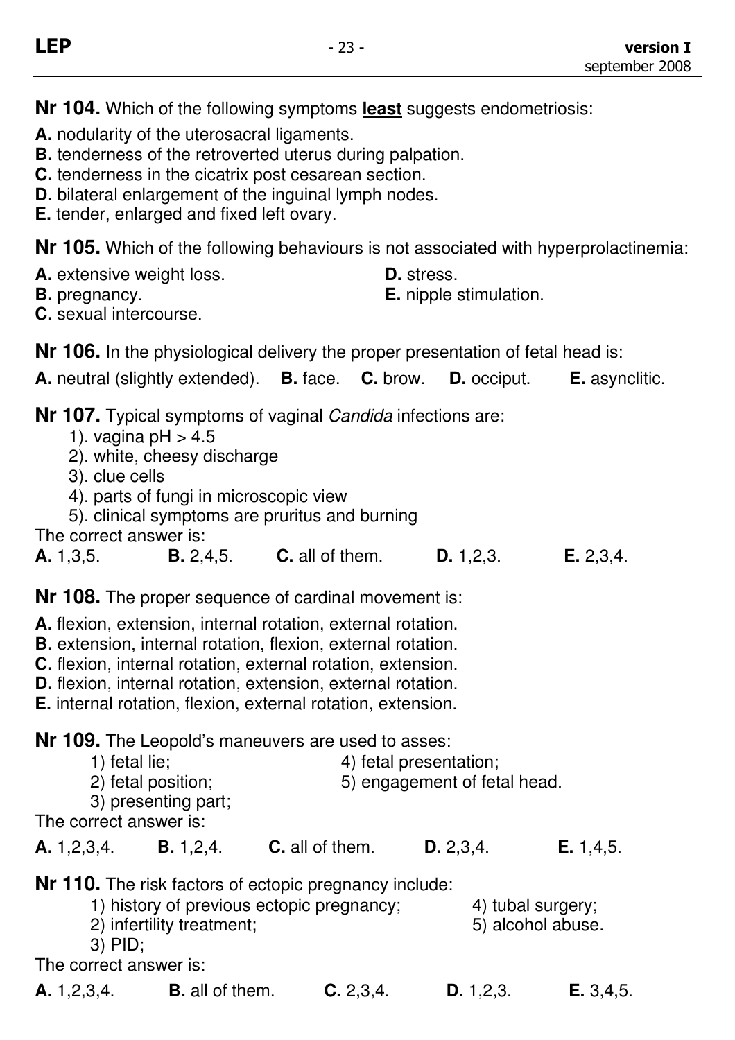**Nr 104.** Which of the following symptoms **least** suggests endometriosis:

**A.** nodularity of the uterosacral ligaments.
**B.** tenderness of the retroverted uterus during palpation.
**C.** tenderness in the cicatrix post cesarean section.
**D.** bilateral enlargement of the inguinal lymph nodes.
**E.** tender, enlarged and fixed left ovary.

**Nr 105.** Which of the following behaviours is not associated with hyperprolactinemia:

**A.** extensive weight loss.
**B.** pregnancy.
**C.** sexual intercourse.
**D.** stress.
**E.** nipple stimulation.

**Nr 106.** In the physiological delivery the proper presentation of fetal head is:

**A.** neutral (slightly extended). **B.** face. **C.** brow. **D.** occiput. **E.** asynclitic.

**Nr 107.** Typical symptoms of vaginal *Candida* infections are:

1). vagina pH > 4.5
2). white, cheesy discharge
3). clue cells
4). parts of fungi in microscopic view
5). clinical symptoms are pruritus and burning

The correct answer is:

**A.** 1,3,5. **B.** 2,4,5. **C.** all of them. **D.** 1,2,3. **E.** 2,3,4.

**Nr 108.** The proper sequence of cardinal movement is:

**A.** flexion, extension, internal rotation, external rotation.
**B.** extension, internal rotation, flexion, external rotation.
**C.** flexion, internal rotation, external rotation, extension.
**D.** flexion, internal rotation, extension, external rotation.
**E.** internal rotation, flexion, external rotation, extension.

**Nr 109.** The Leopold's maneuvers are used to asses:

1) fetal lie;
2) fetal position;
3) presenting part;
4) fetal presentation;
5) engagement of fetal head.

The correct answer is:

**A.** 1,2,3,4. **B.** 1,2,4. **C.** all of them. **D.** 2,3,4. **E.** 1,4,5.

**Nr 110.** The risk factors of ectopic pregnancy include:

1) history of previous ectopic pregnancy;
2) infertility treatment;
3) PID;
4) tubal surgery;
5) alcohol abuse.

The correct answer is:

**A.** 1,2,3,4. **B.** all of them. **C.** 2,3,4. **D.** 1,2,3. **E.** 3,4,5.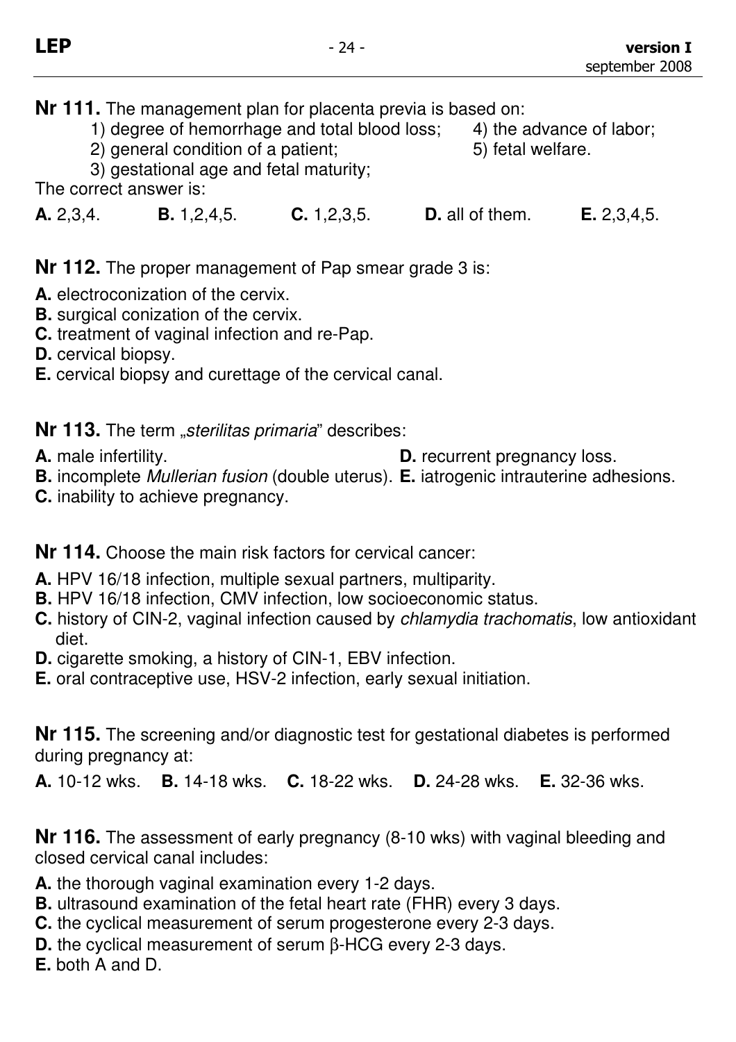**Nr 111.** The management plan for placenta previa is based on:

1) degree of hemorrhage and total blood loss;
2) general condition of a patient;
3) gestational age and fetal maturity;
4) the advance of labor;
5) fetal welfare.

The correct answer is:

**A.** 2,3,4. **B.** 1,2,4,5. **C.** 1,2,3,5. **D.** all of them. **E.** 2,3,4,5.

**Nr 112.** The proper management of Pap smear grade 3 is:

**A.** electroconization of the cervix.
**B.** surgical conization of the cervix.
**C.** treatment of vaginal infection and re-Pap.
**D.** cervical biopsy.
**E.** cervical biopsy and curettage of the cervical canal.

**Nr 113.** The term „*sterilitas primaria*" describes:

**A.** male infertility.
**B.** incomplete *Mullerian fusion* (double uterus).
**C.** inability to achieve pregnancy.
**D.** recurrent pregnancy loss.
**E.** iatrogenic intrauterine adhesions.

**Nr 114.** Choose the main risk factors for cervical cancer:

**A.** HPV 16/18 infection, multiple sexual partners, multiparity.
**B.** HPV 16/18 infection, CMV infection, low socioeconomic status.
**C.** history of CIN-2, vaginal infection caused by *chlamydia trachomatis*, low antioxidant diet.
**D.** cigarette smoking, a history of CIN-1, EBV infection.
**E.** oral contraceptive use, HSV-2 infection, early sexual initiation.

**Nr 115.** The screening and/or diagnostic test for gestational diabetes is performed during pregnancy at:

**A.** 10-12 wks. **B.** 14-18 wks. **C.** 18-22 wks. **D.** 24-28 wks. **E.** 32-36 wks.

**Nr 116.** The assessment of early pregnancy (8-10 wks) with vaginal bleeding and closed cervical canal includes:

**A.** the thorough vaginal examination every 1-2 days.
**B.** ultrasound examination of the fetal heart rate (FHR) every 3 days.
**C.** the cyclical measurement of serum progesterone every 2-3 days.
**D.** the cyclical measurement of serum β-HCG every 2-3 days.
**E.** both A and D.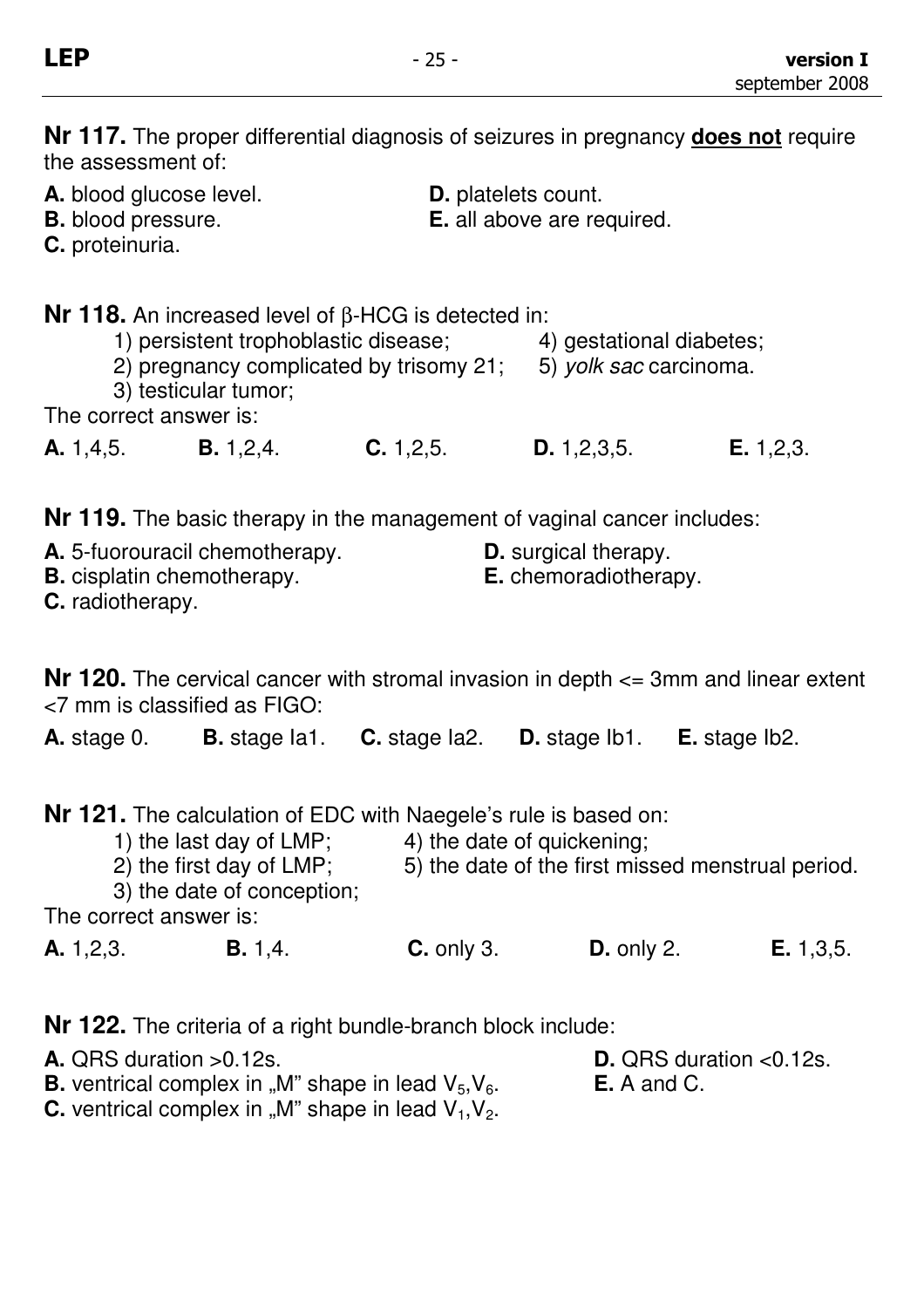**Nr 117.** The proper differential diagnosis of seizures in pregnancy **does not** require the assessment of:

**A.** blood glucose level.
**B.** blood pressure.
**C.** proteinuria.
**D.** platelets count.
**E.** all above are required.

**Nr 118.** An increased level of β-HCG is detected in:

1) persistent trophoblastic disease;
2) pregnancy complicated by trisomy 21;
3) testicular tumor;
4) gestational diabetes;
5) *yolk sac* carcinoma.

The correct answer is:

**A.** 1,4,5. **B.** 1,2,4. **C.** 1,2,5. **D.** 1,2,3,5. **E.** 1,2,3.

**Nr 119.** The basic therapy in the management of vaginal cancer includes:

**A.** 5-fuorouracil chemotherapy.
**B.** cisplatin chemotherapy.
**C.** radiotherapy.
**D.** surgical therapy.
**E.** chemoradiotherapy.

**Nr 120.** The cervical cancer with stromal invasion in depth <= 3mm and linear extent <7 mm is classified as FIGO:

**A.** stage 0. **B.** stage Ia1. **C.** stage Ia2. **D.** stage Ib1. **E.** stage Ib2.

**Nr 121.** The calculation of EDC with Naegele's rule is based on:

1) the last day of LMP;
2) the first day of LMP;
3) the date of conception;
4) the date of quickening;
5) the date of the first missed menstrual period.

The correct answer is:

**A.** 1,2,3. **B.** 1,4. **C.** only 3. **D.** only 2. **E.** 1,3,5.

**Nr 122.** The criteria of a right bundle-branch block include:

**A.** QRS duration >0.12s.
**B.** ventrical complex in „M" shape in lead $V_5$,$V_6$.
**C.** ventrical complex in „M" shape in lead $V_1$,$V_2$.
**D.** QRS duration <0.12s.
**E.** A and C.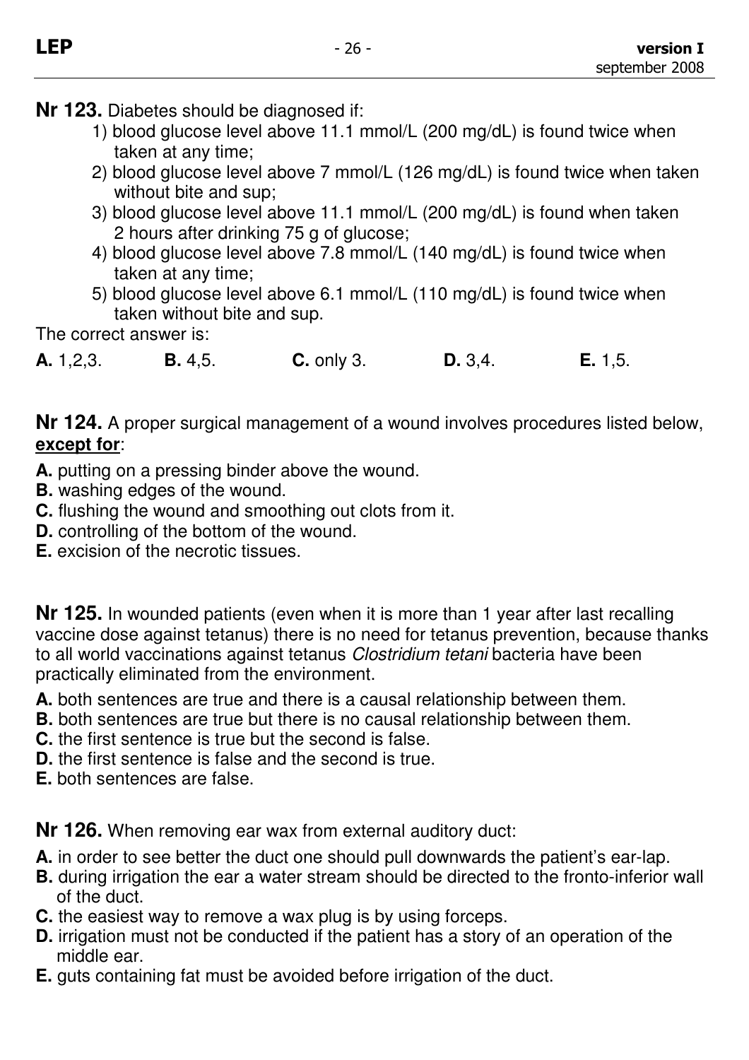**Nr 123.** Diabetes should be diagnosed if:

1) blood glucose level above 11.1 mmol/L (200 mg/dL) is found twice when taken at any time;
2) blood glucose level above 7 mmol/L (126 mg/dL) is found twice when taken without bite and sup;
3) blood glucose level above 11.1 mmol/L (200 mg/dL) is found when taken 2 hours after drinking 75 g of glucose;
4) blood glucose level above 7.8 mmol/L (140 mg/dL) is found twice when taken at any time;
5) blood glucose level above 6.1 mmol/L (110 mg/dL) is found twice when taken without bite and sup.

The correct answer is:

**A.** 1,2,3. **B.** 4,5. **C.** only 3. **D.** 3,4. **E.** 1,5.

**Nr 124.** A proper surgical management of a wound involves procedures listed below, **except for**:

**A.** putting on a pressing binder above the wound.
**B.** washing edges of the wound.
**C.** flushing the wound and smoothing out clots from it.
**D.** controlling of the bottom of the wound.
**E.** excision of the necrotic tissues.

**Nr 125.** In wounded patients (even when it is more than 1 year after last recalling vaccine dose against tetanus) there is no need for tetanus prevention, because thanks to all world vaccinations against tetanus *Clostridium tetani* bacteria have been practically eliminated from the environment.

**A.** both sentences are true and there is a causal relationship between them.
**B.** both sentences are true but there is no causal relationship between them.
**C.** the first sentence is true but the second is false.
**D.** the first sentence is false and the second is true.
**E.** both sentences are false.

**Nr 126.** When removing ear wax from external auditory duct:

**A.** in order to see better the duct one should pull downwards the patient's ear-lap.
**B.** during irrigation the ear a water stream should be directed to the fronto-inferior wall of the duct.
**C.** the easiest way to remove a wax plug is by using forceps.
**D.** irrigation must not be conducted if the patient has a story of an operation of the middle ear.
**E.** guts containing fat must be avoided before irrigation of the duct.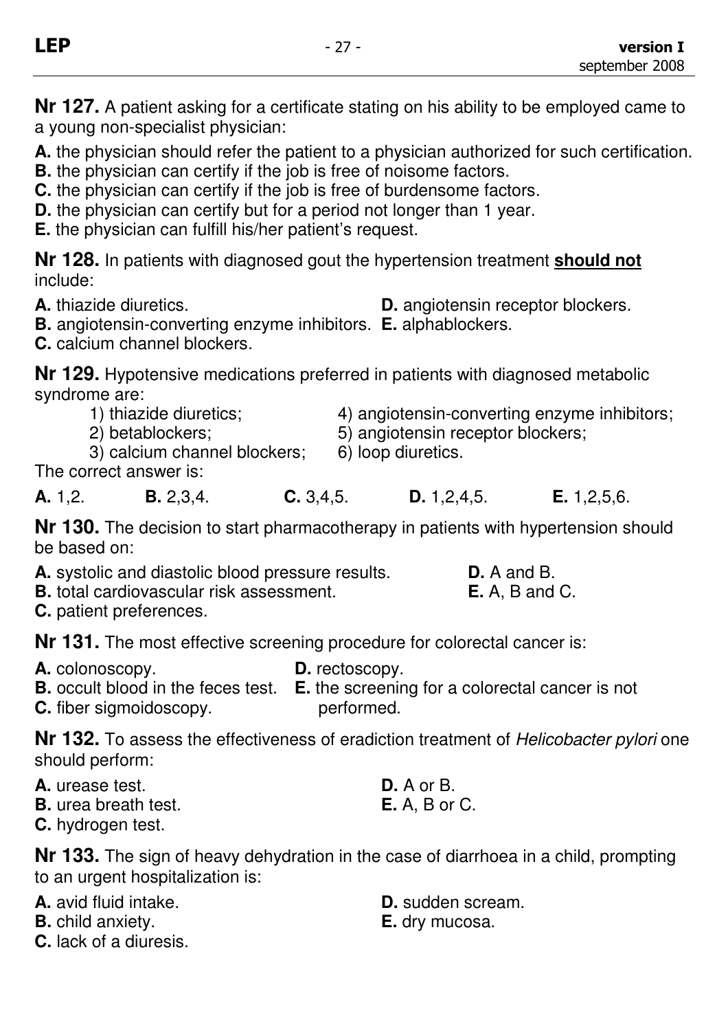**Nr 127.** A patient asking for a certificate stating on his ability to be employed came to a young non-specialist physician:

**A.** the physician should refer the patient to a physician authorized for such certification.
**B.** the physician can certify if the job is free of noisome factors.
**C.** the physician can certify if the job is free of burdensome factors.
**D.** the physician can certify but for a period not longer than 1 year.
**E.** the physician can fulfill his/her patient's request.

**Nr 128.** In patients with diagnosed gout the hypertension treatment **should not** include:

**A.** thiazide diuretics.
**B.** angiotensin-converting enzyme inhibitors.
**C.** calcium channel blockers.
**D.** angiotensin receptor blockers.
**E.** alphablockers.

**Nr 129.** Hypotensive medications preferred in patients with diagnosed metabolic syndrome are:

1) thiazide diuretics;
2) betablockers;
3) calcium channel blockers;
4) angiotensin-converting enzyme inhibitors;
5) angiotensin receptor blockers;
6) loop diuretics.

The correct answer is:

**A.** 1,2. **B.** 2,3,4. **C.** 3,4,5. **D.** 1,2,4,5. **E.** 1,2,5,6.

**Nr 130.** The decision to start pharmacotherapy in patients with hypertension should be based on:

**A.** systolic and diastolic blood pressure results.
**B.** total cardiovascular risk assessment.
**C.** patient preferences.
**D.** A and B.
**E.** A, B and C.

**Nr 131.** The most effective screening procedure for colorectal cancer is:

**A.** colonoscopy.
**B.** occult blood in the feces test.
**C.** fiber sigmoidoscopy.
**D.** rectoscopy.
**E.** the screening for a colorectal cancer is not performed.

**Nr 132.** To assess the effectiveness of eradiction treatment of *Helicobacter pylori* one should perform:

**A.** urease test.
**B.** urea breath test.
**C.** hydrogen test.
**D.** A or B.
**E.** A, B or C.

**Nr 133.** The sign of heavy dehydration in the case of diarrhoea in a child, prompting to an urgent hospitalization is:

**A.** avid fluid intake.
**B.** child anxiety.
**C.** lack of a diuresis.
**D.** sudden scream.
**E.** dry mucosa.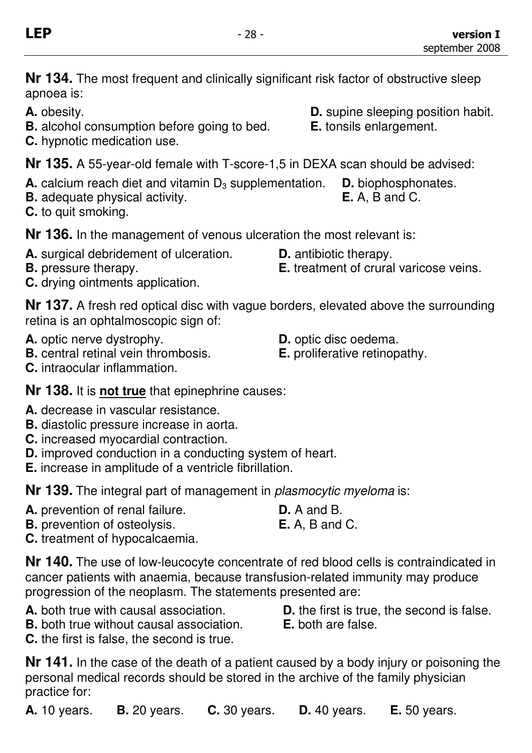**Nr 134.** The most frequent and clinically significant risk factor of obstructive sleep apnoea is:

**A.** obesity.
**B.** alcohol consumption before going to bed.
**C.** hypnotic medication use.
**D.** supine sleeping position habit.
**E.** tonsils enlargement.

**Nr 135.** A 55-year-old female with T-score-1,5 in DEXA scan should be advised:

**A.** calcium reach diet and vitamin $D_3$ supplementation.
**B.** adequate physical activity.
**C.** to quit smoking.
**D.** biophosphonates.
**E.** A, B and C.

**Nr 136.** In the management of venous ulceration the most relevant is:

**A.** surgical debridement of ulceration.
**B.** pressure therapy.
**C.** drying ointments application.
**D.** antibiotic therapy.
**E.** treatment of crural varicose veins.

**Nr 137.** A fresh red optical disc with vague borders, elevated above the surrounding retina is an ophtalmoscopic sign of:

**A.** optic nerve dystrophy.
**B.** central retinal vein thrombosis.
**C.** intraocular inflammation.
**D.** optic disc oedema.
**E.** proliferative retinopathy.

**Nr 138.** It is **not true** that epinephrine causes:

**A.** decrease in vascular resistance.
**B.** diastolic pressure increase in aorta.
**C.** increased myocardial contraction.
**D.** improved conduction in a conducting system of heart.
**E.** increase in amplitude of a ventricle fibrillation.

**Nr 139.** The integral part of management in *plasmocytic myeloma* is:

**A.** prevention of renal failure.
**B.** prevention of osteolysis.
**C.** treatment of hypocalcaemia.
**D.** A and B.
**E.** A, B and C.

**Nr 140.** The use of low-leucocyte concentrate of red blood cells is contraindicated in cancer patients with anaemia, because transfusion-related immunity may produce progression of the neoplasm. The statements presented are:

**A.** both true with causal association.
**B.** both true without causal association.
**C.** the first is false, the second is true.
**D.** the first is true, the second is false.
**E.** both are false.

**Nr 141.** In the case of the death of a patient caused by a body injury or poisoning the personal medical records should be stored in the archive of the family physician practice for:

**A.** 10 years. **B.** 20 years. **C.** 30 years. **D.** 40 years. **E.** 50 years.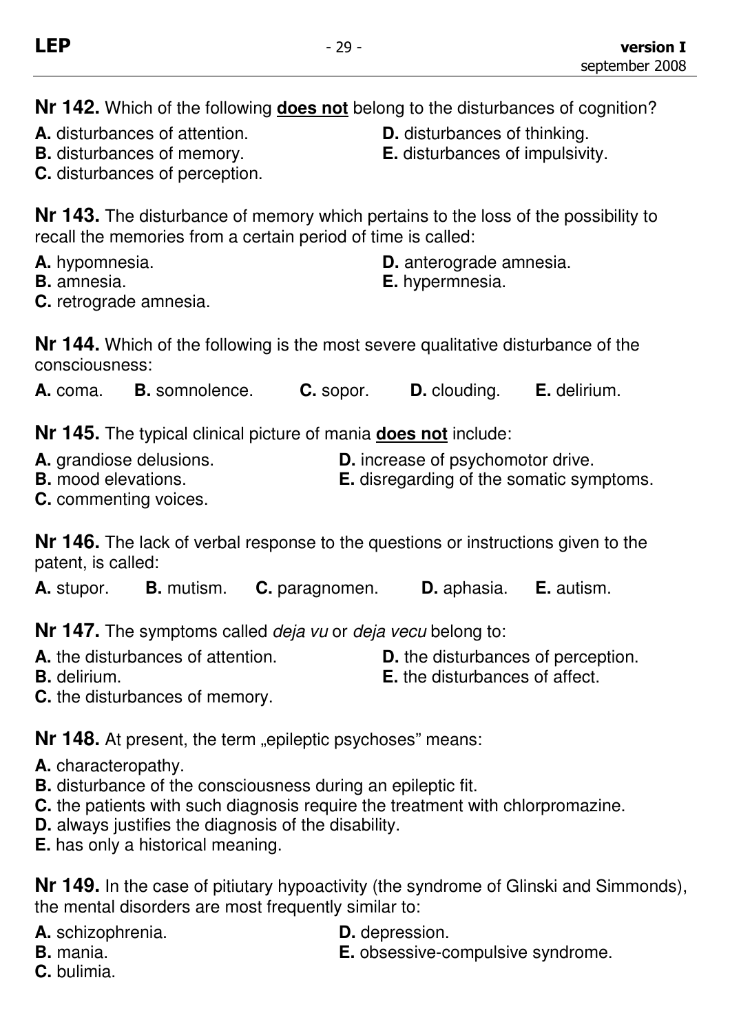**Nr 142.** Which of the following **does not** belong to the disturbances of cognition?

**A.** disturbances of attention.
**B.** disturbances of memory.
**C.** disturbances of perception.
**D.** disturbances of thinking.
**E.** disturbances of impulsivity.

**Nr 143.** The disturbance of memory which pertains to the loss of the possibility to recall the memories from a certain period of time is called:

**A.** hypomnesia.
**B.** amnesia.
**C.** retrograde amnesia.
**D.** anterograde amnesia.
**E.** hypermnesia.

**Nr 144.** Which of the following is the most severe qualitative disturbance of the consciousness:

**A.** coma. **B.** somnolence. **C.** sopor. **D.** clouding. **E.** delirium.

**Nr 145.** The typical clinical picture of mania **does not** include:

**A.** grandiose delusions.
**B.** mood elevations.
**C.** commenting voices.
**D.** increase of psychomotor drive.
**E.** disregarding of the somatic symptoms.

**Nr 146.** The lack of verbal response to the questions or instructions given to the patent, is called:

**A.** stupor. **B.** mutism. **C.** paragnomen. **D.** aphasia. **E.** autism.

**Nr 147.** The symptoms called *deja vu* or *deja vecu* belong to:

**A.** the disturbances of attention.
**B.** delirium.
**C.** the disturbances of memory.
**D.** the disturbances of perception.
**E.** the disturbances of affect.

**Nr 148.** At present, the term „epileptic psychoses" means:

**A.** characteropathy.
**B.** disturbance of the consciousness during an epileptic fit.
**C.** the patients with such diagnosis require the treatment with chlorpromazine.
**D.** always justifies the diagnosis of the disability.
**E.** has only a historical meaning.

**Nr 149.** In the case of pitiutary hypoactivity (the syndrome of Glinski and Simmonds), the mental disorders are most frequently similar to:

**A.** schizophrenia.
**B.** mania.
**C.** bulimia.
**D.** depression.
**E.** obsessive-compulsive syndrome.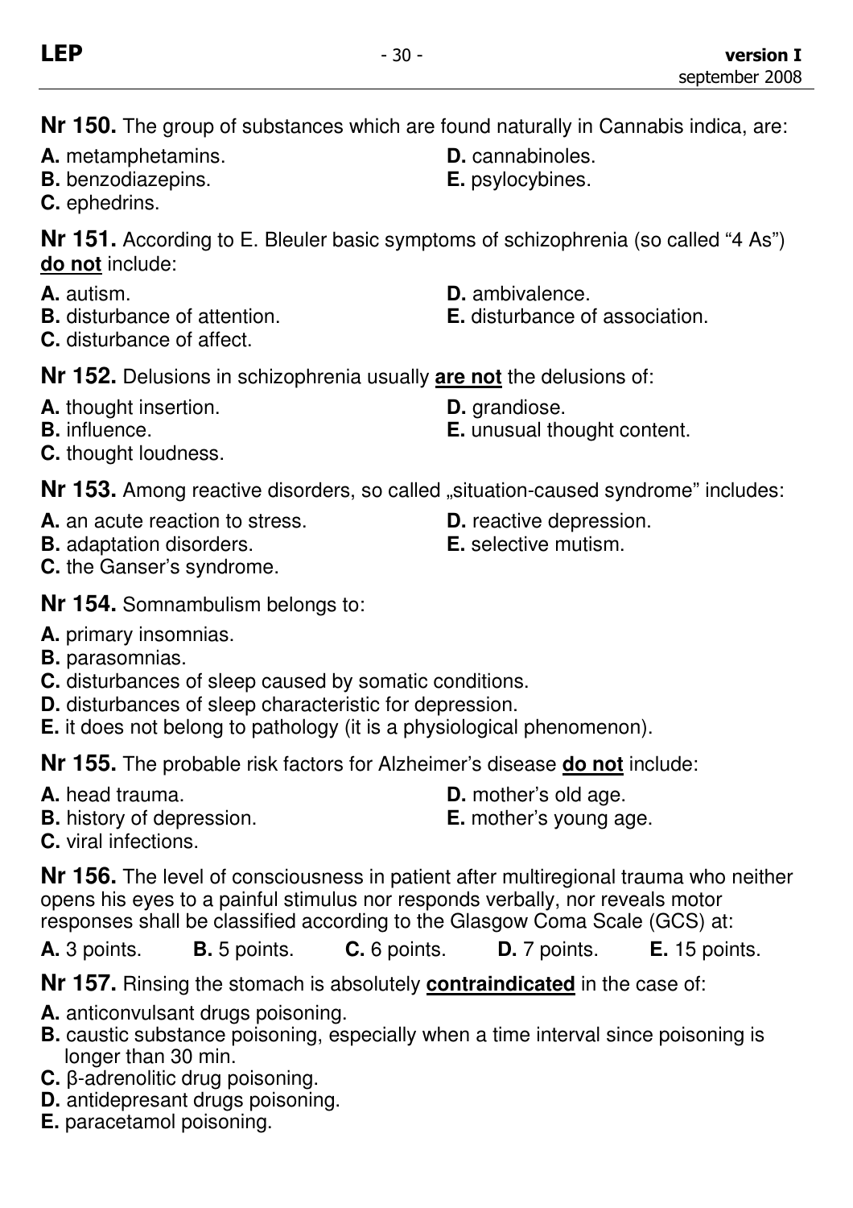**Nr 150.** The group of substances which are found naturally in Cannabis indica, are:

**A.** metamphetamins.
**B.** benzodiazepins.
**C.** ephedrins.
**D.** cannabinoles.
**E.** psylocybines.

**Nr 151.** According to E. Bleuler basic symptoms of schizophrenia (so called "4 As") **do not** include:

**A.** autism.
**B.** disturbance of attention.
**C.** disturbance of affect.
**D.** ambivalence.
**E.** disturbance of association.

**Nr 152.** Delusions in schizophrenia usually **are not** the delusions of:

**A.** thought insertion.
**B.** influence.
**C.** thought loudness.
**D.** grandiose.
**E.** unusual thought content.

**Nr 153.** Among reactive disorders, so called „situation-caused syndrome" includes:

**A.** an acute reaction to stress.
**B.** adaptation disorders.
**C.** the Ganser's syndrome.
**D.** reactive depression.
**E.** selective mutism.

**Nr 154.** Somnambulism belongs to:

**A.** primary insomnias.
**B.** parasomnias.
**C.** disturbances of sleep caused by somatic conditions.
**D.** disturbances of sleep characteristic for depression.
**E.** it does not belong to pathology (it is a physiological phenomenon).

**Nr 155.** The probable risk factors for Alzheimer's disease **do not** include:

**A.** head trauma.
**B.** history of depression.
**C.** viral infections.
**D.** mother's old age.
**E.** mother's young age.

**Nr 156.** The level of consciousness in patient after multiregional trauma who neither opens his eyes to a painful stimulus nor responds verbally, nor reveals motor responses shall be classified according to the Glasgow Coma Scale (GCS) at:

**A.** 3 points. **B.** 5 points. **C.** 6 points. **D.** 7 points. **E.** 15 points.

**Nr 157.** Rinsing the stomach is absolutely **contraindicated** in the case of:

**A.** anticonvulsant drugs poisoning.
**B.** caustic substance poisoning, especially when a time interval since poisoning is longer than 30 min.
**C.** β-adrenolitic drug poisoning.
**D.** antidepresant drugs poisoning.
**E.** paracetamol poisoning.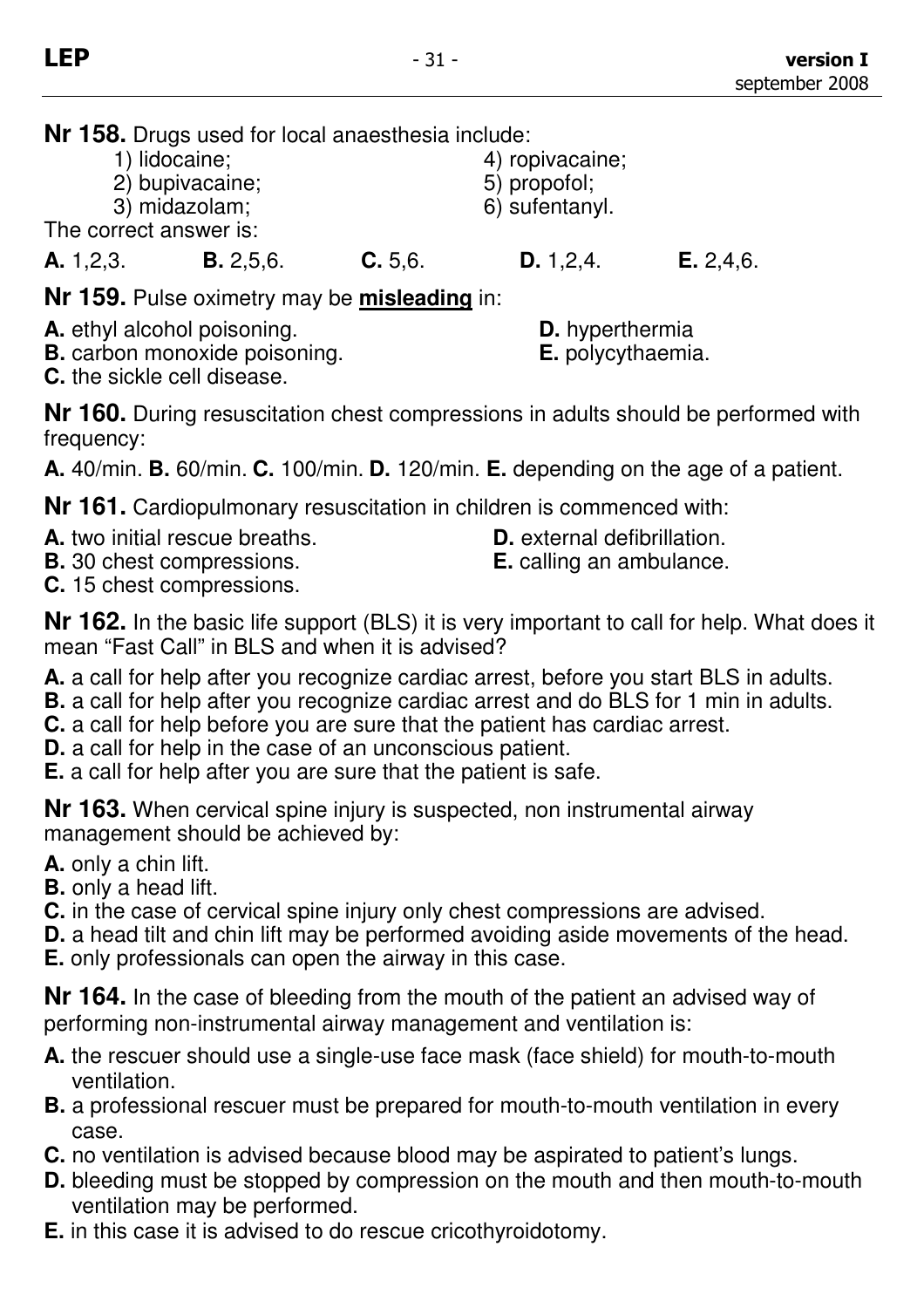**Nr 158.** Drugs used for local anaesthesia include:

1) lidocaine;
2) bupivacaine;
3) midazolam;
4) ropivacaine;
5) propofol;
6) sufentanyl.

The correct answer is:

**A.** 1,2,3. **B.** 2,5,6. **C.** 5,6. **D.** 1,2,4. **E.** 2,4,6.

**Nr 159.** Pulse oximetry may be **misleading** in:

**A.** ethyl alcohol poisoning.
**B.** carbon monoxide poisoning.
**C.** the sickle cell disease.
**D.** hyperthermia
**E.** polycythaemia.

**Nr 160.** During resuscitation chest compressions in adults should be performed with frequency:

**A.** 40/min. **B.** 60/min. **C.** 100/min. **D.** 120/min. **E.** depending on the age of a patient.

**Nr 161.** Cardiopulmonary resuscitation in children is commenced with:

**A.** two initial rescue breaths.
**B.** 30 chest compressions.
**C.** 15 chest compressions.
**D.** external defibrillation.
**E.** calling an ambulance.

**Nr 162.** In the basic life support (BLS) it is very important to call for help. What does it mean "Fast Call" in BLS and when it is advised?

**A.** a call for help after you recognize cardiac arrest, before you start BLS in adults.
**B.** a call for help after you recognize cardiac arrest and do BLS for 1 min in adults.
**C.** a call for help before you are sure that the patient has cardiac arrest.
**D.** a call for help in the case of an unconscious patient.
**E.** a call for help after you are sure that the patient is safe.

**Nr 163.** When cervical spine injury is suspected, non instrumental airway management should be achieved by:

**A.** only a chin lift.
**B.** only a head lift.
**C.** in the case of cervical spine injury only chest compressions are advised.
**D.** a head tilt and chin lift may be performed avoiding aside movements of the head.
**E.** only professionals can open the airway in this case.

**Nr 164.** In the case of bleeding from the mouth of the patient an advised way of performing non-instrumental airway management and ventilation is:

**A.** the rescuer should use a single-use face mask (face shield) for mouth-to-mouth ventilation.
**B.** a professional rescuer must be prepared for mouth-to-mouth ventilation in every case.
**C.** no ventilation is advised because blood may be aspirated to patient's lungs.
**D.** bleeding must be stopped by compression on the mouth and then mouth-to-mouth ventilation may be performed.
**E.** in this case it is advised to do rescue cricothyroidotomy.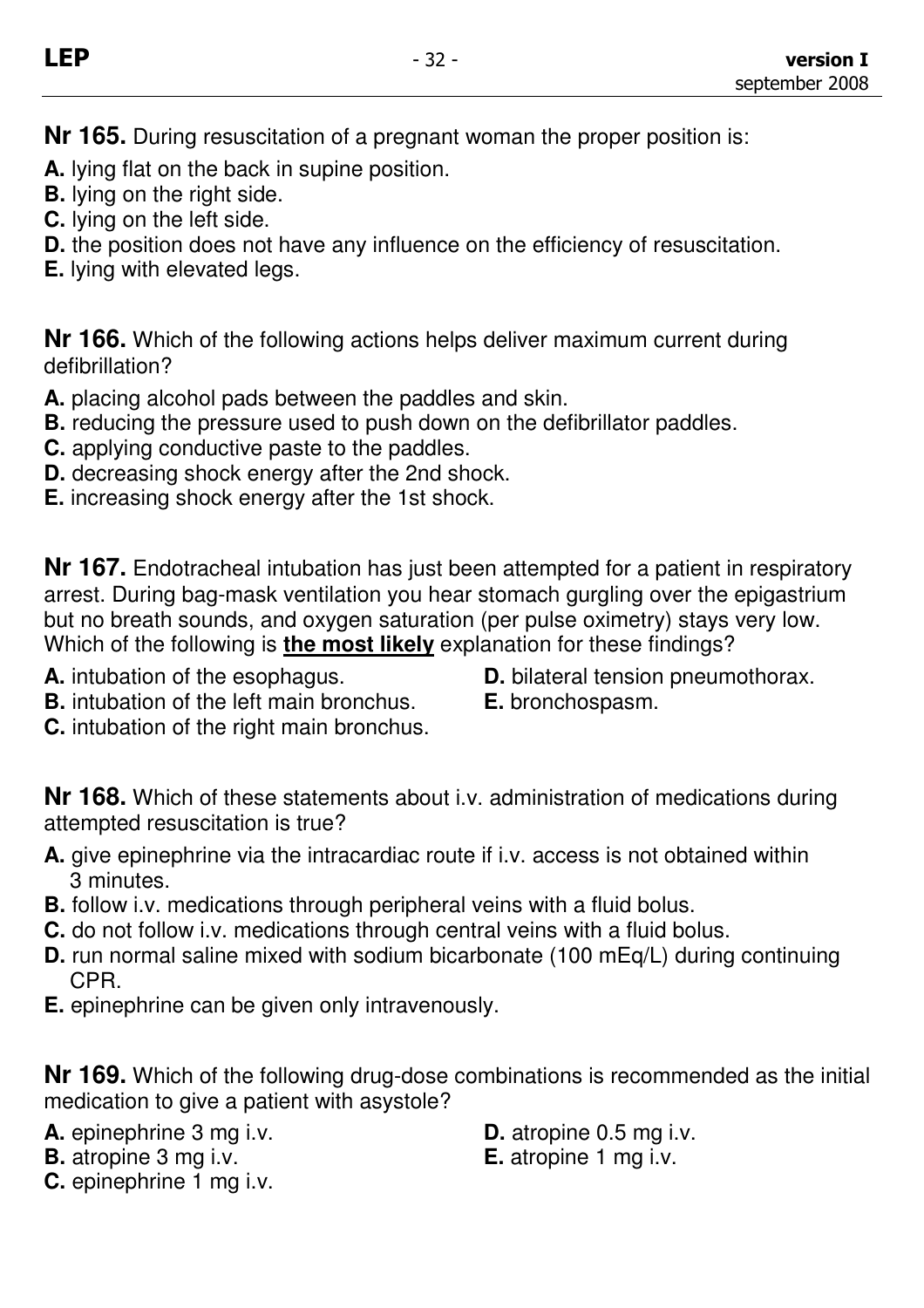**Nr 165.** During resuscitation of a pregnant woman the proper position is:

**A.** lying flat on the back in supine position.
**B.** lying on the right side.
**C.** lying on the left side.
**D.** the position does not have any influence on the efficiency of resuscitation.
**E.** lying with elevated legs.

**Nr 166.** Which of the following actions helps deliver maximum current during defibrillation?

**A.** placing alcohol pads between the paddles and skin.
**B.** reducing the pressure used to push down on the defibrillator paddles.
**C.** applying conductive paste to the paddles.
**D.** decreasing shock energy after the 2nd shock.
**E.** increasing shock energy after the 1st shock.

**Nr 167.** Endotracheal intubation has just been attempted for a patient in respiratory arrest. During bag-mask ventilation you hear stomach gurgling over the epigastrium but no breath sounds, and oxygen saturation (per pulse oximetry) stays very low. Which of the following is **the most likely** explanation for these findings?

**A.** intubation of the esophagus.
**B.** intubation of the left main bronchus.
**C.** intubation of the right main bronchus.
**D.** bilateral tension pneumothorax.
**E.** bronchospasm.

**Nr 168.** Which of these statements about i.v. administration of medications during attempted resuscitation is true?

**A.** give epinephrine via the intracardiac route if i.v. access is not obtained within 3 minutes.
**B.** follow i.v. medications through peripheral veins with a fluid bolus.
**C.** do not follow i.v. medications through central veins with a fluid bolus.
**D.** run normal saline mixed with sodium bicarbonate (100 mEq/L) during continuing CPR.
**E.** epinephrine can be given only intravenously.

**Nr 169.** Which of the following drug-dose combinations is recommended as the initial medication to give a patient with asystole?

**A.** epinephrine 3 mg i.v.
**B.** atropine 3 mg i.v.
**C.** epinephrine 1 mg i.v.
**D.** atropine 0.5 mg i.v.
**E.** atropine 1 mg i.v.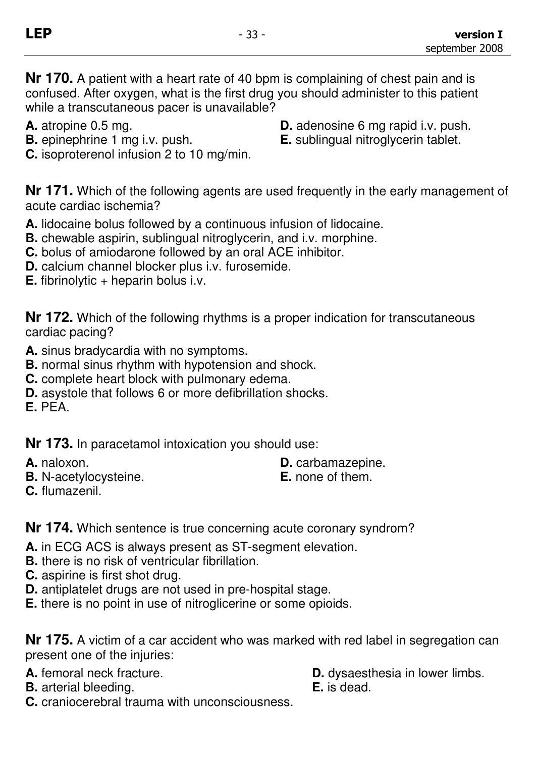**Nr 170.** A patient with a heart rate of 40 bpm is complaining of chest pain and is confused. After oxygen, what is the first drug you should administer to this patient while a transcutaneous pacer is unavailable?

**A.** atropine 0.5 mg.
**B.** epinephrine 1 mg i.v. push.
**C.** isoproterenol infusion 2 to 10 mg/min.
**D.** adenosine 6 mg rapid i.v. push.
**E.** sublingual nitroglycerin tablet.

**Nr 171.** Which of the following agents are used frequently in the early management of acute cardiac ischemia?

**A.** lidocaine bolus followed by a continuous infusion of lidocaine.
**B.** chewable aspirin, sublingual nitroglycerin, and i.v. morphine.
**C.** bolus of amiodarone followed by an oral ACE inhibitor.
**D.** calcium channel blocker plus i.v. furosemide.
**E.** fibrinolytic + heparin bolus i.v.

**Nr 172.** Which of the following rhythms is a proper indication for transcutaneous cardiac pacing?

**A.** sinus bradycardia with no symptoms.
**B.** normal sinus rhythm with hypotension and shock.
**C.** complete heart block with pulmonary edema.
**D.** asystole that follows 6 or more defibrillation shocks.
**E.** PEA.

**Nr 173.** In paracetamol intoxication you should use:

**A.** naloxon.
**B.** N-acetylocysteine.
**C.** flumazenil.
**D.** carbamazepine.
**E.** none of them.

**Nr 174.** Which sentence is true concerning acute coronary syndrom?

**A.** in ECG ACS is always present as ST-segment elevation.
**B.** there is no risk of ventricular fibrillation.
**C.** aspirine is first shot drug.
**D.** antiplatelet drugs are not used in pre-hospital stage.
**E.** there is no point in use of nitroglicerine or some opioids.

**Nr 175.** A victim of a car accident who was marked with red label in segregation can present one of the injuries:

**A.** femoral neck fracture.
**B.** arterial bleeding.
**C.** craniocerebral trauma with unconsciousness.
**D.** dysaesthesia in lower limbs.
**E.** is dead.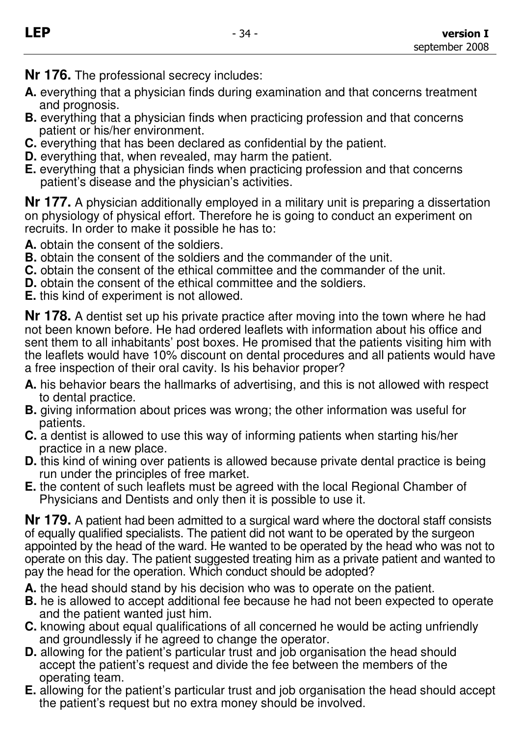**Nr 176.** The professional secrecy includes:

**A.** everything that a physician finds during examination and that concerns treatment and prognosis.
**B.** everything that a physician finds when practicing profession and that concerns patient or his/her environment.
**C.** everything that has been declared as confidential by the patient.
**D.** everything that, when revealed, may harm the patient.
**E.** everything that a physician finds when practicing profession and that concerns patient's disease and the physician's activities.

**Nr 177.** A physician additionally employed in a military unit is preparing a dissertation on physiology of physical effort. Therefore he is going to conduct an experiment on recruits. In order to make it possible he has to:

**A.** obtain the consent of the soldiers.
**B.** obtain the consent of the soldiers and the commander of the unit.
**C.** obtain the consent of the ethical committee and the commander of the unit.
**D.** obtain the consent of the ethical committee and the soldiers.
**E.** this kind of experiment is not allowed.

**Nr 178.** A dentist set up his private practice after moving into the town where he had not been known before. He had ordered leaflets with information about his office and sent them to all inhabitants' post boxes. He promised that the patients visiting him with the leaflets would have 10% discount on dental procedures and all patients would have a free inspection of their oral cavity. Is his behavior proper?

**A.** his behavior bears the hallmarks of advertising, and this is not allowed with respect to dental practice.
**B.** giving information about prices was wrong; the other information was useful for patients.
**C.** a dentist is allowed to use this way of informing patients when starting his/her practice in a new place.
**D.** this kind of wining over patients is allowed because private dental practice is being run under the principles of free market.
**E.** the content of such leaflets must be agreed with the local Regional Chamber of Physicians and Dentists and only then it is possible to use it.

**Nr 179.** A patient had been admitted to a surgical ward where the doctoral staff consists of equally qualified specialists. The patient did not want to be operated by the surgeon appointed by the head of the ward. He wanted to be operated by the head who was not to operate on this day. The patient suggested treating him as a private patient and wanted to pay the head for the operation. Which conduct should be adopted?

**A.** the head should stand by his decision who was to operate on the patient.
**B.** he is allowed to accept additional fee because he had not been expected to operate and the patient wanted just him.
**C.** knowing about equal qualifications of all concerned he would be acting unfriendly and groundlessly if he agreed to change the operator.
**D.** allowing for the patient's particular trust and job organisation the head should accept the patient's request and divide the fee between the members of the operating team.
**E.** allowing for the patient's particular trust and job organisation the head should accept the patient's request but no extra money should be involved.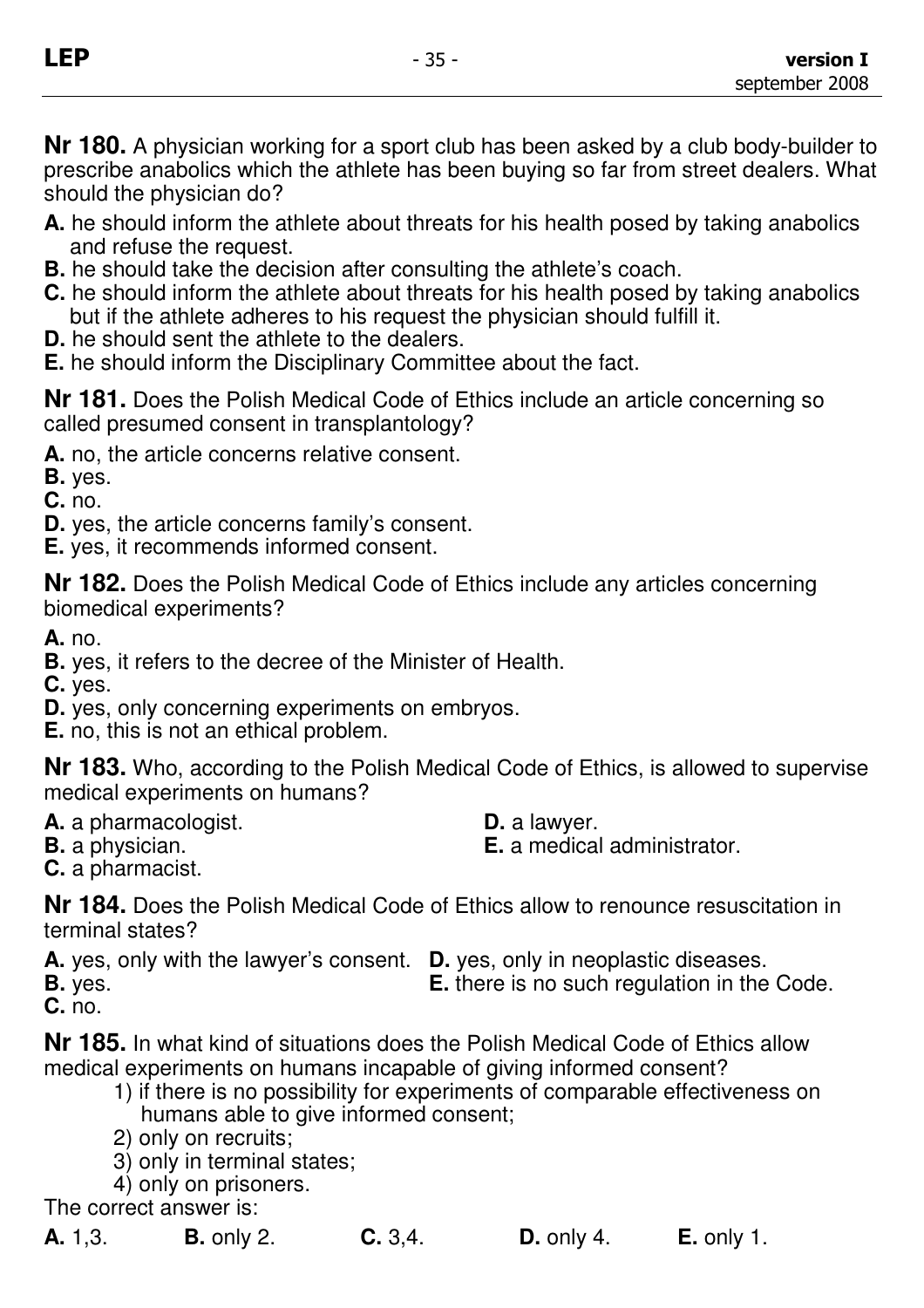**Nr 180.** A physician working for a sport club has been asked by a club body-builder to prescribe anabolics which the athlete has been buying so far from street dealers. What should the physician do?

**A.** he should inform the athlete about threats for his health posed by taking anabolics and refuse the request.
**B.** he should take the decision after consulting the athlete's coach.
**C.** he should inform the athlete about threats for his health posed by taking anabolics but if the athlete adheres to his request the physician should fulfill it.
**D.** he should sent the athlete to the dealers.
**E.** he should inform the Disciplinary Committee about the fact.

**Nr 181.** Does the Polish Medical Code of Ethics include an article concerning so called presumed consent in transplantology?

**A.** no, the article concerns relative consent.
**B.** yes.
**C.** no.
**D.** yes, the article concerns family's consent.
**E.** yes, it recommends informed consent.

**Nr 182.** Does the Polish Medical Code of Ethics include any articles concerning biomedical experiments?

**A.** no.
**B.** yes, it refers to the decree of the Minister of Health.
**C.** yes.
**D.** yes, only concerning experiments on embryos.
**E.** no, this is not an ethical problem.

**Nr 183.** Who, according to the Polish Medical Code of Ethics, is allowed to supervise medical experiments on humans?

**A.** a pharmacologist.
**B.** a physician.
**C.** a pharmacist.
**D.** a lawyer.
**E.** a medical administrator.

**Nr 184.** Does the Polish Medical Code of Ethics allow to renounce resuscitation in terminal states?

**A.** yes, only with the lawyer's consent.
**B.** yes.
**C.** no.
**D.** yes, only in neoplastic diseases.
**E.** there is no such regulation in the Code.

**Nr 185.** In what kind of situations does the Polish Medical Code of Ethics allow medical experiments on humans incapable of giving informed consent?

1) if there is no possibility for experiments of comparable effectiveness on humans able to give informed consent;
2) only on recruits;
3) only in terminal states;
4) only on prisoners.

The correct answer is:

**A.** 1,3. **B.** only 2. **C.** 3,4. **D.** only 4. **E.** only 1.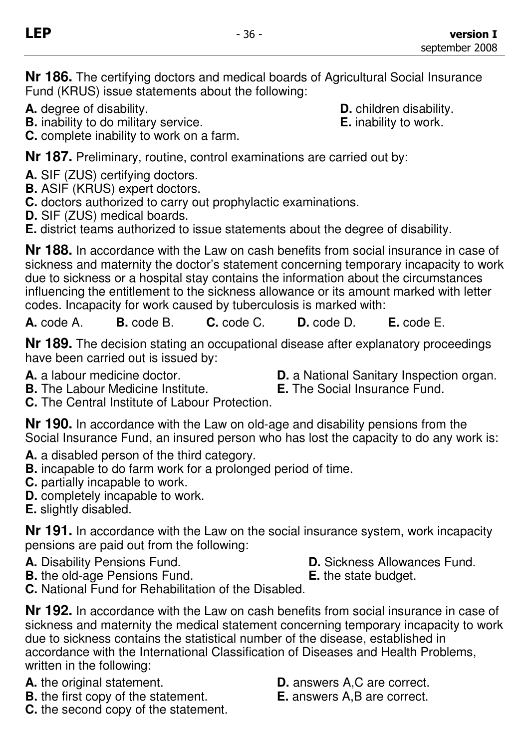**Nr 186.** The certifying doctors and medical boards of Agricultural Social Insurance Fund (KRUS) issue statements about the following:

**A.** degree of disability.
**B.** inability to do military service.
**C.** complete inability to work on a farm.
**D.** children disability.
**E.** inability to work.

**Nr 187.** Preliminary, routine, control examinations are carried out by:

**A.** SIF (ZUS) certifying doctors.
**B.** ASIF (KRUS) expert doctors.
**C.** doctors authorized to carry out prophylactic examinations.
**D.** SIF (ZUS) medical boards.
**E.** district teams authorized to issue statements about the degree of disability.

**Nr 188.** In accordance with the Law on cash benefits from social insurance in case of sickness and maternity the doctor's statement concerning temporary incapacity to work due to sickness or a hospital stay contains the information about the circumstances influencing the entitlement to the sickness allowance or its amount marked with letter codes. Incapacity for work caused by tuberculosis is marked with:

**A.** code A. **B.** code B. **C.** code C. **D.** code D. **E.** code E.

**Nr 189.** The decision stating an occupational disease after explanatory proceedings have been carried out is issued by:

**A.** a labour medicine doctor.
**B.** The Labour Medicine Institute.
**C.** The Central Institute of Labour Protection.
**D.** a National Sanitary Inspection organ.
**E.** The Social Insurance Fund.

**Nr 190.** In accordance with the Law on old-age and disability pensions from the Social Insurance Fund, an insured person who has lost the capacity to do any work is:

**A.** a disabled person of the third category.
**B.** incapable to do farm work for a prolonged period of time.
**C.** partially incapable to work.
**D.** completely incapable to work.
**E.** slightly disabled.

**Nr 191.** In accordance with the Law on the social insurance system, work incapacity pensions are paid out from the following:

**A.** Disability Pensions Fund.
**B.** the old-age Pensions Fund.
**C.** National Fund for Rehabilitation of the Disabled.
**D.** Sickness Allowances Fund.
**E.** the state budget.

**Nr 192.** In accordance with the Law on cash benefits from social insurance in case of sickness and maternity the medical statement concerning temporary incapacity to work due to sickness contains the statistical number of the disease, established in accordance with the International Classification of Diseases and Health Problems, written in the following:

**A.** the original statement.
**B.** the first copy of the statement.
**C.** the second copy of the statement.
**D.** answers A,C are correct.
**E.** answers A,B are correct.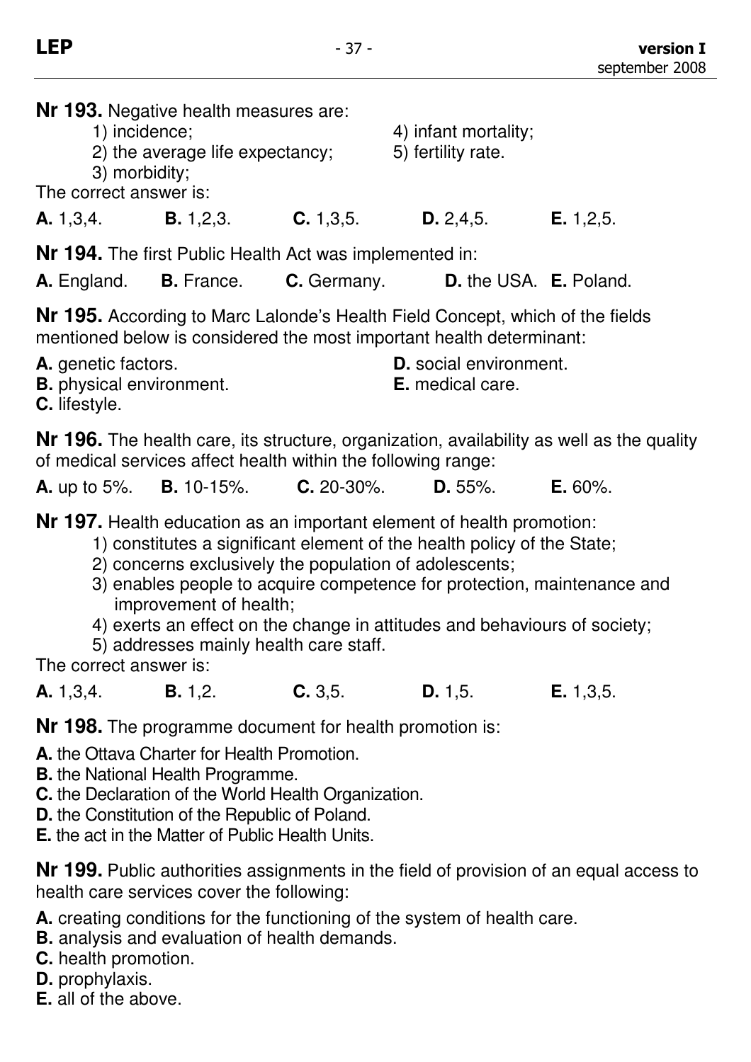**Nr 193.** Negative health measures are:

1) incidence;
2) the average life expectancy;
3) morbidity;
4) infant mortality;
5) fertility rate.

The correct answer is:

**A.** 1,3,4. **B.** 1,2,3. **C.** 1,3,5. **D.** 2,4,5. **E.** 1,2,5.

**Nr 194.** The first Public Health Act was implemented in:

**A.** England. **B.** France. **C.** Germany. **D.** the USA. **E.** Poland.

**Nr 195.** According to Marc Lalonde's Health Field Concept, which of the fields mentioned below is considered the most important health determinant:

**A.** genetic factors.
**B.** physical environment.
**C.** lifestyle.
**D.** social environment.
**E.** medical care.

**Nr 196.** The health care, its structure, organization, availability as well as the quality of medical services affect health within the following range:

**A.** up to 5%. **B.** 10-15%. **C.** 20-30%. **D.** 55%. **E.** 60%.

**Nr 197.** Health education as an important element of health promotion:

1) constitutes a significant element of the health policy of the State;
2) concerns exclusively the population of adolescents;
3) enables people to acquire competence for protection, maintenance and improvement of health;
4) exerts an effect on the change in attitudes and behaviours of society;
5) addresses mainly health care staff.

The correct answer is:

**A.** 1,3,4. **B.** 1,2. **C.** 3,5. **D.** 1,5. **E.** 1,3,5.

**Nr 198.** The programme document for health promotion is:

**A.** the Ottava Charter for Health Promotion.
**B.** the National Health Programme.
**C.** the Declaration of the World Health Organization.
**D.** the Constitution of the Republic of Poland.
**E.** the act in the Matter of Public Health Units.

**Nr 199.** Public authorities assignments in the field of provision of an equal access to health care services cover the following:

**A.** creating conditions for the functioning of the system of health care.
**B.** analysis and evaluation of health demands.
**C.** health promotion.
**D.** prophylaxis.
**E.** all of the above.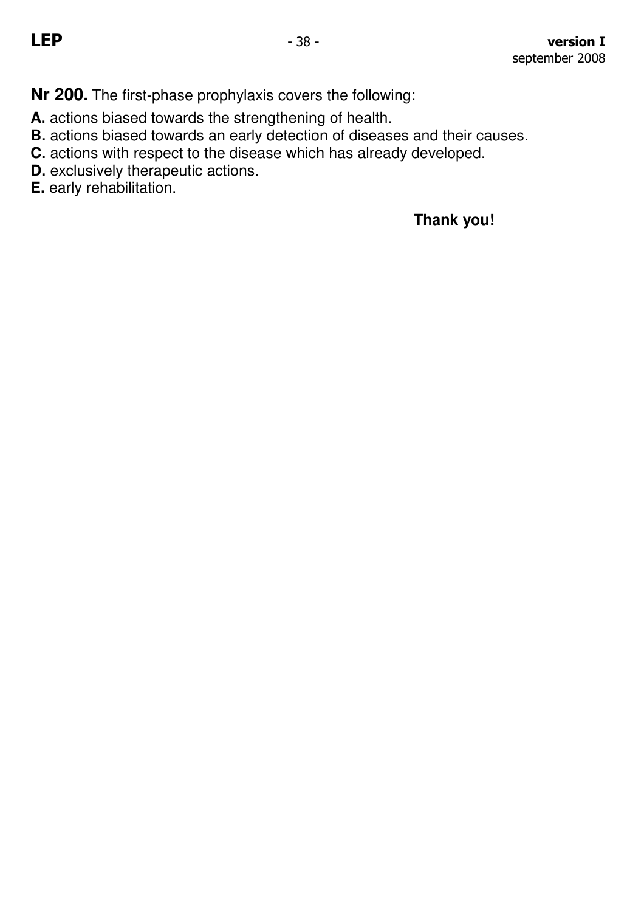**Nr 200.** The first-phase prophylaxis covers the following:

**A.** actions biased towards the strengthening of health.
**B.** actions biased towards an early detection of diseases and their causes.
**C.** actions with respect to the disease which has already developed.
**D.** exclusively therapeutic actions.
**E.** early rehabilitation.

**Thank you!**